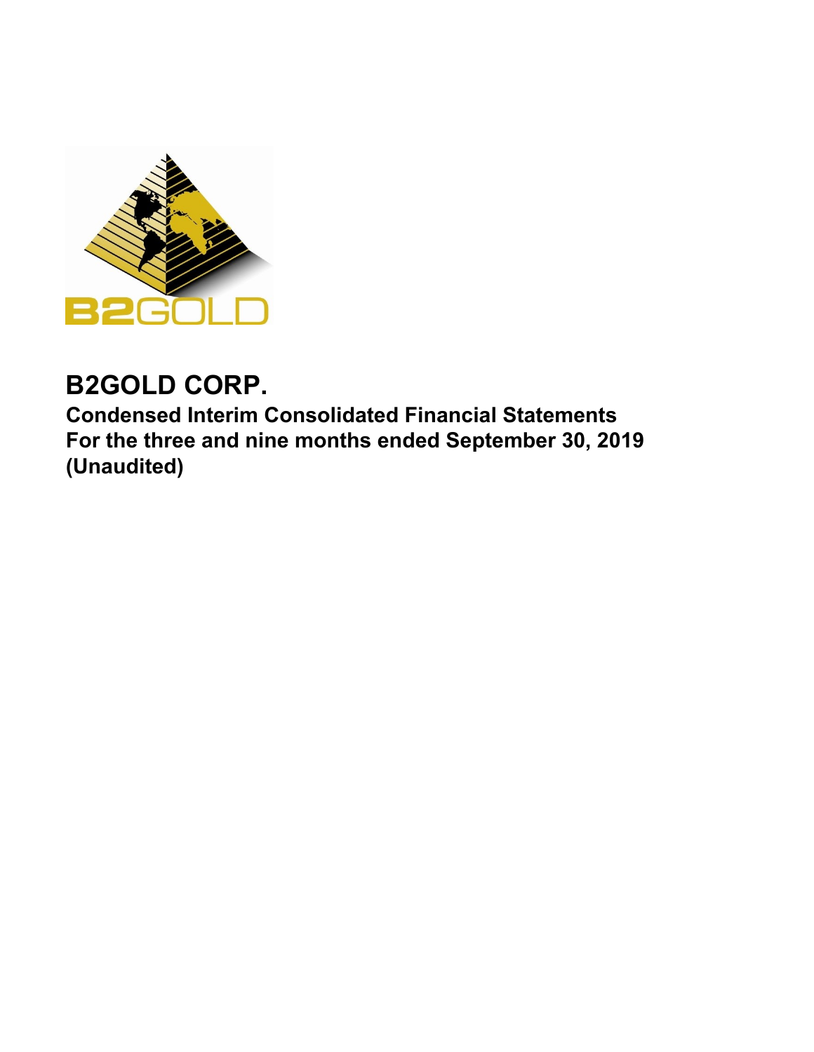# B2GOLD CORP.

**Condensed Interim Consolidated Financial Statements**
**For the three and nine months ended September 30, 2019**
**(Unaudited)**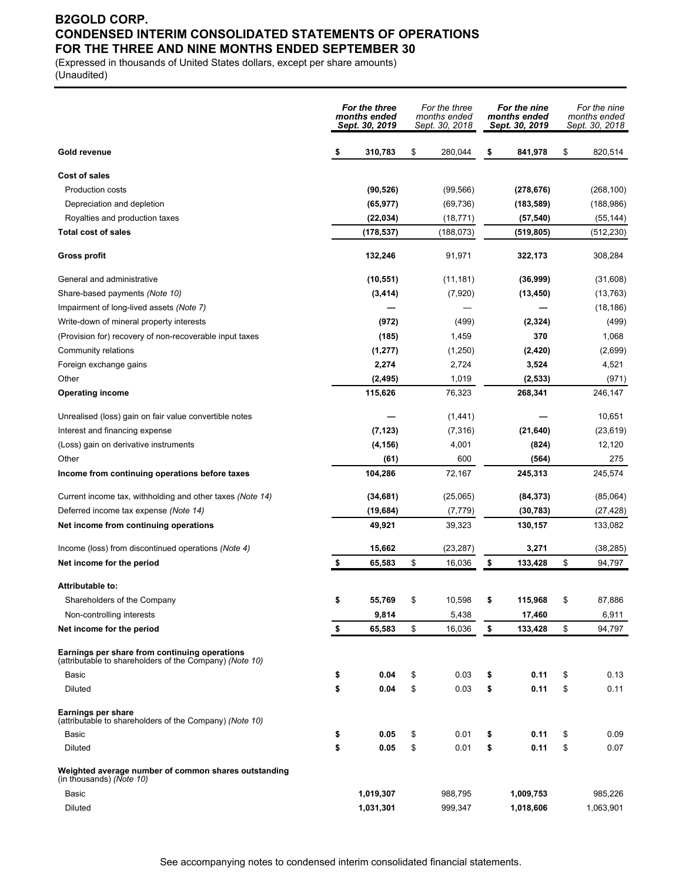# B2GOLD CORP.
## CONDENSED INTERIM CONSOLIDATED STATEMENTS OF OPERATIONS
## FOR THE THREE AND NINE MONTHS ENDED SEPTEMBER 30

(Expressed in thousands of United States dollars, except per share amounts)
(Unaudited)

| | ***For the three months ended Sept. 30, 2019*** | *For the three months ended Sept. 30, 2018* | ***For the nine months ended Sept. 30, 2019*** | *For the nine months ended Sept. 30, 2018* |
|---|---|---|---|---|
| **Gold revenue** | **$ 310,783** | $ 280,044 | **$ 841,978** | $ 820,514 |
| **Cost of sales** | | | | |
| Production costs | **(90,526)** | (99,566) | **(278,676)** | (268,100) |
| Depreciation and depletion | **(65,977)** | (69,736) | **(183,589)** | (188,986) |
| Royalties and production taxes | **(22,034)** | (18,771) | **(57,540)** | (55,144) |
| **Total cost of sales** | **(178,537)** | (188,073) | **(519,805)** | (512,230) |
| **Gross profit** | **132,246** | 91,971 | **322,173** | 308,284 |
| General and administrative | **(10,551)** | (11,181) | **(36,999)** | (31,608) |
| Share-based payments *(Note 10)* | **(3,414)** | (7,920) | **(13,450)** | (13,763) |
| Impairment of long-lived assets *(Note 7)* | **—** | — | **—** | (18,186) |
| Write-down of mineral property interests | **(972)** | (499) | **(2,324)** | (499) |
| (Provision for) recovery of non-recoverable input taxes | **(185)** | 1,459 | **370** | 1,068 |
| Community relations | **(1,277)** | (1,250) | **(2,420)** | (2,699) |
| Foreign exchange gains | **2,274** | 2,724 | **3,524** | 4,521 |
| Other | **(2,495)** | 1,019 | **(2,533)** | (971) |
| **Operating income** | **115,626** | 76,323 | **268,341** | 246,147 |
| Unrealised (loss) gain on fair value convertible notes | **—** | (1,441) | **—** | 10,651 |
| Interest and financing expense | **(7,123)** | (7,316) | **(21,640)** | (23,619) |
| (Loss) gain on derivative instruments | **(4,156)** | 4,001 | **(824)** | 12,120 |
| Other | **(61)** | 600 | **(564)** | 275 |
| **Income from continuing operations before taxes** | **104,286** | 72,167 | **245,313** | 245,574 |
| Current income tax, withholding and other taxes *(Note 14)* | **(34,681)** | (25,065) | **(84,373)** | (85,064) |
| Deferred income tax expense *(Note 14)* | **(19,684)** | (7,779) | **(30,783)** | (27,428) |
| **Net income from continuing operations** | **49,921** | 39,323 | **130,157** | 133,082 |
| Income (loss) from discontinued operations *(Note 4)* | **15,662** | (23,287) | **3,271** | (38,285) |
| **Net income for the period** | **$ 65,583** | $ 16,036 | **$ 133,428** | $ 94,797 |
| **Attributable to:** | | | | |
| Shareholders of the Company | **$ 55,769** | $ 10,598 | **$ 115,968** | $ 87,886 |
| Non-controlling interests | **9,814** | 5,438 | **17,460** | 6,911 |
| **Net income for the period** | **$ 65,583** | $ 16,036 | **$ 133,428** | $ 94,797 |
| **Earnings per share from continuing operations** (attributable to shareholders of the Company) *(Note 10)* | | | | |
| Basic | **$ 0.04** | $ 0.03 | **$ 0.11** | $ 0.13 |
| Diluted | **$ 0.04** | $ 0.03 | **$ 0.11** | $ 0.11 |
| **Earnings per share** (attributable to shareholders of the Company) *(Note 10)* | | | | |
| Basic | **$ 0.05** | $ 0.01 | **$ 0.11** | $ 0.09 |
| Diluted | **$ 0.05** | $ 0.01 | **$ 0.11** | $ 0.07 |
| **Weighted average number of common shares outstanding** (in thousands) *(Note 10)* | | | | |
| Basic | **1,019,307** | 988,795 | **1,009,753** | 985,226 |
| Diluted | **1,031,301** | 999,347 | **1,018,606** | 1,063,901 |

See accompanying notes to condensed interim consolidated financial statements.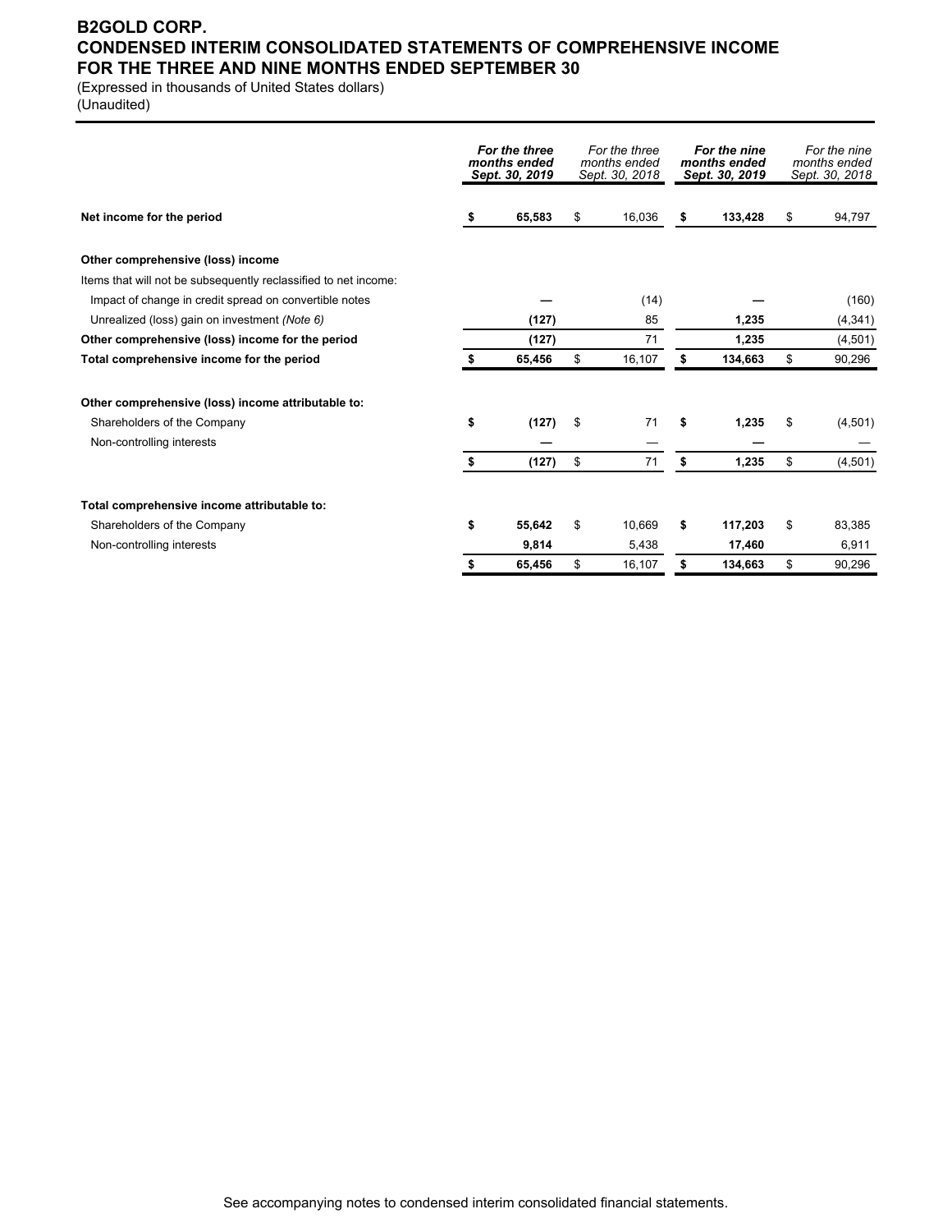# B2GOLD CORP.
# CONDENSED INTERIM CONSOLIDATED STATEMENTS OF COMPREHENSIVE INCOME
# FOR THE THREE AND NINE MONTHS ENDED SEPTEMBER 30

(Expressed in thousands of United States dollars)
(Unaudited)

| | **For the three months ended Sept. 30, 2019** | *For the three months ended Sept. 30, 2018* | **For the nine months ended Sept. 30, 2019** | *For the nine months ended Sept. 30, 2018* |
|---|---|---|---|---|
| **Net income for the period** | **$ 65,583** | $ 16,036 | **$ 133,428** | $ 94,797 |
| | | | | |
| **Other comprehensive (loss) income** | | | | |
| Items that will not be subsequently reclassified to net income: | | | | |
| Impact of change in credit spread on convertible notes | **—** | (14) | **—** | (160) |
| Unrealized (loss) gain on investment *(Note 6)* | **(127)** | 85 | **1,235** | (4,341) |
| **Other comprehensive (loss) income for the period** | **(127)** | 71 | **1,235** | (4,501) |
| **Total comprehensive income for the period** | **$ 65,456** | $ 16,107 | **$ 134,663** | $ 90,296 |
| | | | | |
| **Other comprehensive (loss) income attributable to:** | | | | |
| Shareholders of the Company | **$ (127)** | $ 71 | **$ 1,235** | $ (4,501) |
| Non-controlling interests | **—** | — | **—** | — |
| | **$ (127)** | $ 71 | **$ 1,235** | $ (4,501) |
| | | | | |
| **Total comprehensive income attributable to:** | | | | |
| Shareholders of the Company | **$ 55,642** | $ 10,669 | **$ 117,203** | $ 83,385 |
| Non-controlling interests | **9,814** | 5,438 | **17,460** | 6,911 |
| | **$ 65,456** | $ 16,107 | **$ 134,663** | $ 90,296 |

See accompanying notes to condensed interim consolidated financial statements.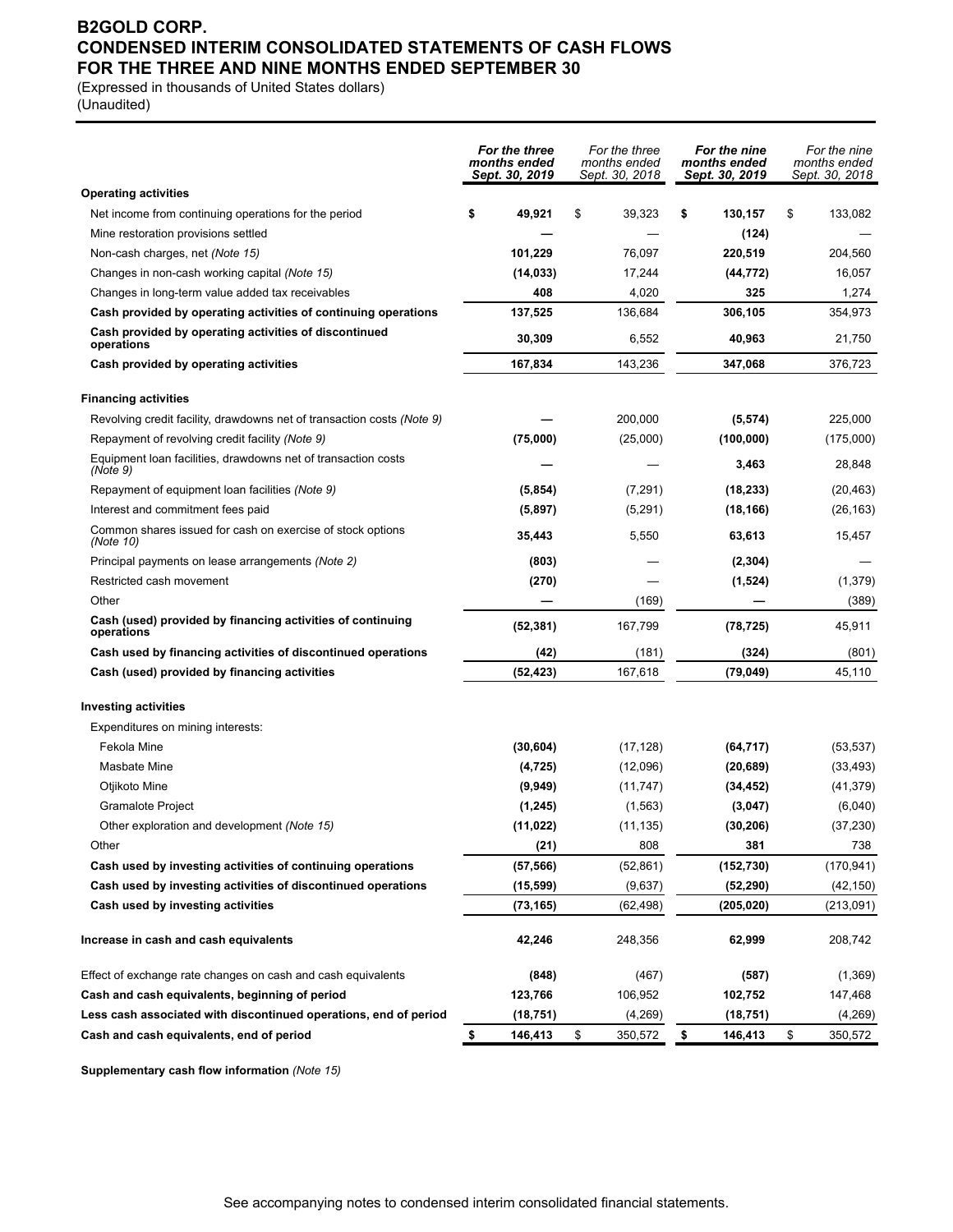# B2GOLD CORP.
# CONDENSED INTERIM CONSOLIDATED STATEMENTS OF CASH FLOWS
# FOR THE THREE AND NINE MONTHS ENDED SEPTEMBER 30

(Expressed in thousands of United States dollars)
(Unaudited)

| | ***For the three months ended Sept. 30, 2019*** | *For the three months ended Sept. 30, 2018* | ***For the nine months ended Sept. 30, 2019*** | *For the nine months ended Sept. 30, 2018* |
|---|---|---|---|---|
| **Operating activities** | | | | |
| Net income from continuing operations for the period | **$ 49,921** | $ 39,323 | **$ 130,157** | $ 133,082 |
| Mine restoration provisions settled | **—** | — | **(124)** | — |
| Non-cash charges, net *(Note 15)* | **101,229** | 76,097 | **220,519** | 204,560 |
| Changes in non-cash working capital *(Note 15)* | **(14,033)** | 17,244 | **(44,772)** | 16,057 |
| Changes in long-term value added tax receivables | **408** | 4,020 | **325** | 1,274 |
| **Cash provided by operating activities of continuing operations** | **137,525** | 136,684 | **306,105** | 354,973 |
| **Cash provided by operating activities of discontinued operations** | **30,309** | 6,552 | **40,963** | 21,750 |
| **Cash provided by operating activities** | **167,834** | 143,236 | **347,068** | 376,723 |
| | | | | |
| **Financing activities** | | | | |
| Revolving credit facility, drawdowns net of transaction costs *(Note 9)* | **—** | 200,000 | **(5,574)** | 225,000 |
| Repayment of revolving credit facility *(Note 9)* | **(75,000)** | (25,000) | **(100,000)** | (175,000) |
| Equipment loan facilities, drawdowns net of transaction costs *(Note 9)* | **—** | — | **3,463** | 28,848 |
| Repayment of equipment loan facilities *(Note 9)* | **(5,854)** | (7,291) | **(18,233)** | (20,463) |
| Interest and commitment fees paid | **(5,897)** | (5,291) | **(18,166)** | (26,163) |
| Common shares issued for cash on exercise of stock options *(Note 10)* | **35,443** | 5,550 | **63,613** | 15,457 |
| Principal payments on lease arrangements *(Note 2)* | **(803)** | — | **(2,304)** | — |
| Restricted cash movement | **(270)** | — | **(1,524)** | (1,379) |
| Other | **—** | (169) | **—** | (389) |
| **Cash (used) provided by financing activities of continuing operations** | **(52,381)** | 167,799 | **(78,725)** | 45,911 |
| **Cash used by financing activities of discontinued operations** | **(42)** | (181) | **(324)** | (801) |
| **Cash (used) provided by financing activities** | **(52,423)** | 167,618 | **(79,049)** | 45,110 |
| | | | | |
| **Investing activities** | | | | |
| Expenditures on mining interests: | | | | |
| Fekola Mine | **(30,604)** | (17,128) | **(64,717)** | (53,537) |
| Masbate Mine | **(4,725)** | (12,096) | **(20,689)** | (33,493) |
| Otjikoto Mine | **(9,949)** | (11,747) | **(34,452)** | (41,379) |
| Gramalote Project | **(1,245)** | (1,563) | **(3,047)** | (6,040) |
| Other exploration and development *(Note 15)* | **(11,022)** | (11,135) | **(30,206)** | (37,230) |
| Other | **(21)** | 808 | **381** | 738 |
| **Cash used by investing activities of continuing operations** | **(57,566)** | (52,861) | **(152,730)** | (170,941) |
| **Cash used by investing activities of discontinued operations** | **(15,599)** | (9,637) | **(52,290)** | (42,150) |
| **Cash used by investing activities** | **(73,165)** | (62,498) | **(205,020)** | (213,091) |
| | | | | |
| **Increase in cash and cash equivalents** | **42,246** | 248,356 | **62,999** | 208,742 |
| | | | | |
| Effect of exchange rate changes on cash and cash equivalents | **(848)** | (467) | **(587)** | (1,369) |
| **Cash and cash equivalents, beginning of period** | **123,766** | 106,952 | **102,752** | 147,468 |
| **Less cash associated with discontinued operations, end of period** | **(18,751)** | (4,269) | **(18,751)** | (4,269) |
| **Cash and cash equivalents, end of period** | **$ 146,413** | $ 350,572 | **$ 146,413** | $ 350,572 |

**Supplementary cash flow information** *(Note 15)*

See accompanying notes to condensed interim consolidated financial statements.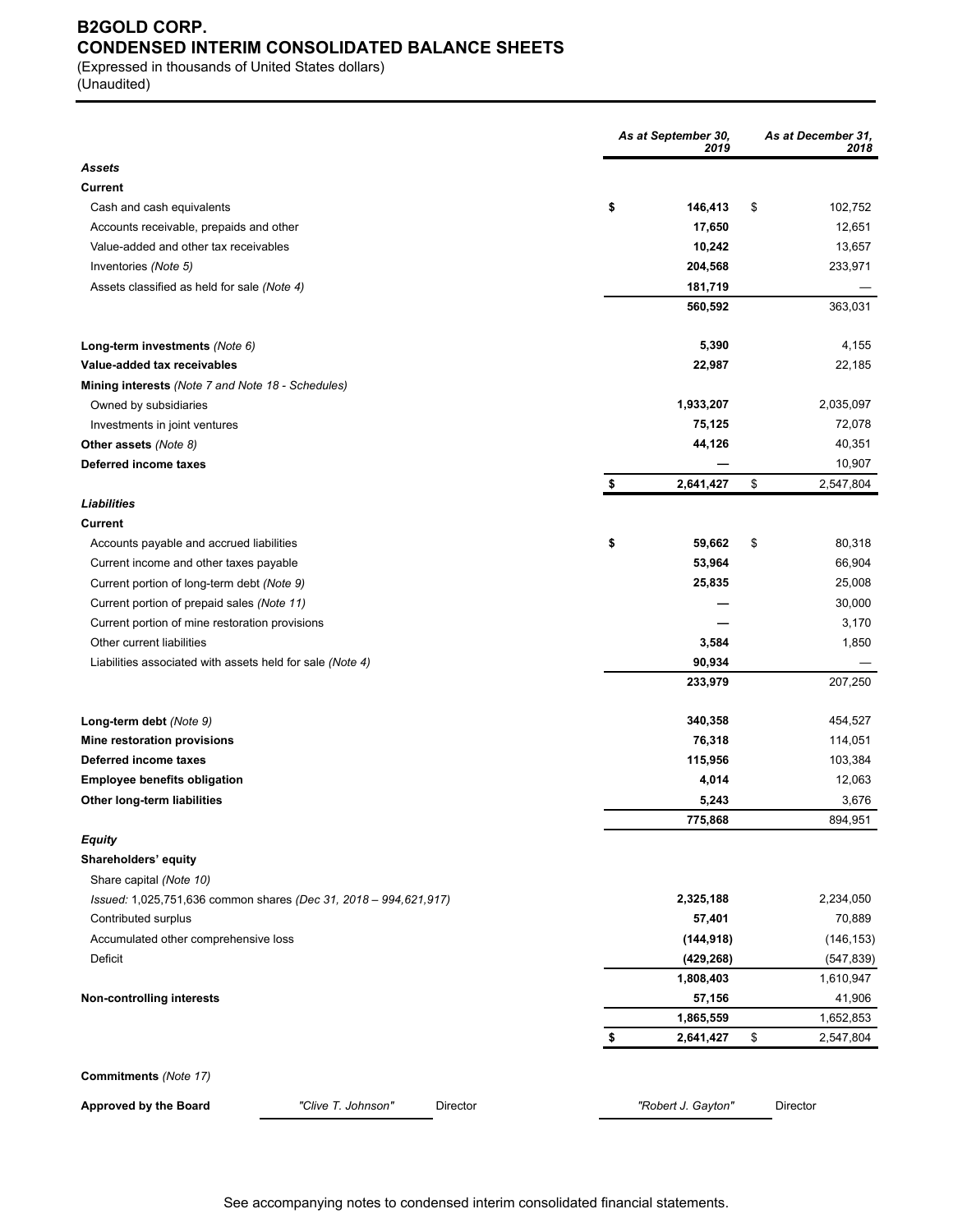# B2GOLD CORP.
## CONDENSED INTERIM CONSOLIDATED BALANCE SHEETS

(Expressed in thousands of United States dollars)
(Unaudited)

| | *As at September 30, 2019* | *As at December 31, 2018* |
|---|---|---|
| ***Assets*** | | |
| **Current** | | |
| Cash and cash equivalents | **$ 146,413** | $ 102,752 |
| Accounts receivable, prepaids and other | **17,650** | 12,651 |
| Value-added and other tax receivables | **10,242** | 13,657 |
| Inventories *(Note 5)* | **204,568** | 233,971 |
| Assets classified as held for sale *(Note 4)* | **181,719** | — |
| | **560,592** | 363,031 |
| **Long-term investments** *(Note 6)* | **5,390** | 4,155 |
| **Value-added tax receivables** | **22,987** | 22,185 |
| **Mining interests** *(Note 7 and Note 18 - Schedules)* | | |
| Owned by subsidiaries | **1,933,207** | 2,035,097 |
| Investments in joint ventures | **75,125** | 72,078 |
| **Other assets** *(Note 8)* | **44,126** | 40,351 |
| **Deferred income taxes** | **—** | 10,907 |
| | **$ 2,641,427** | $ 2,547,804 |
| ***Liabilities*** | | |
| **Current** | | |
| Accounts payable and accrued liabilities | **$ 59,662** | $ 80,318 |
| Current income and other taxes payable | **53,964** | 66,904 |
| Current portion of long-term debt *(Note 9)* | **25,835** | 25,008 |
| Current portion of prepaid sales *(Note 11)* | **—** | 30,000 |
| Current portion of mine restoration provisions | **—** | 3,170 |
| Other current liabilities | **3,584** | 1,850 |
| Liabilities associated with assets held for sale *(Note 4)* | **90,934** | — |
| | **233,979** | 207,250 |
| **Long-term debt** *(Note 9)* | **340,358** | 454,527 |
| **Mine restoration provisions** | **76,318** | 114,051 |
| **Deferred income taxes** | **115,956** | 103,384 |
| **Employee benefits obligation** | **4,014** | 12,063 |
| **Other long-term liabilities** | **5,243** | 3,676 |
| | **775,868** | 894,951 |
| ***Equity*** | | |
| **Shareholders' equity** | | |
| Share capital *(Note 10)* | | |
| *Issued:* 1,025,751,636 common shares *(Dec 31, 2018 – 994,621,917)* | **2,325,188** | 2,234,050 |
| Contributed surplus | **57,401** | 70,889 |
| Accumulated other comprehensive loss | **(144,918)** | (146,153) |
| Deficit | **(429,268)** | (547,839) |
| | **1,808,403** | 1,610,947 |
| **Non-controlling interests** | **57,156** | 41,906 |
| | **1,865,559** | 1,652,853 |
| | **$ 2,641,427** | $ 2,547,804 |

**Commitments** *(Note 17)*

**Approved by the Board** *"Clive T. Johnson"* Director *"Robert J. Gayton"* Director

See accompanying notes to condensed interim consolidated financial statements.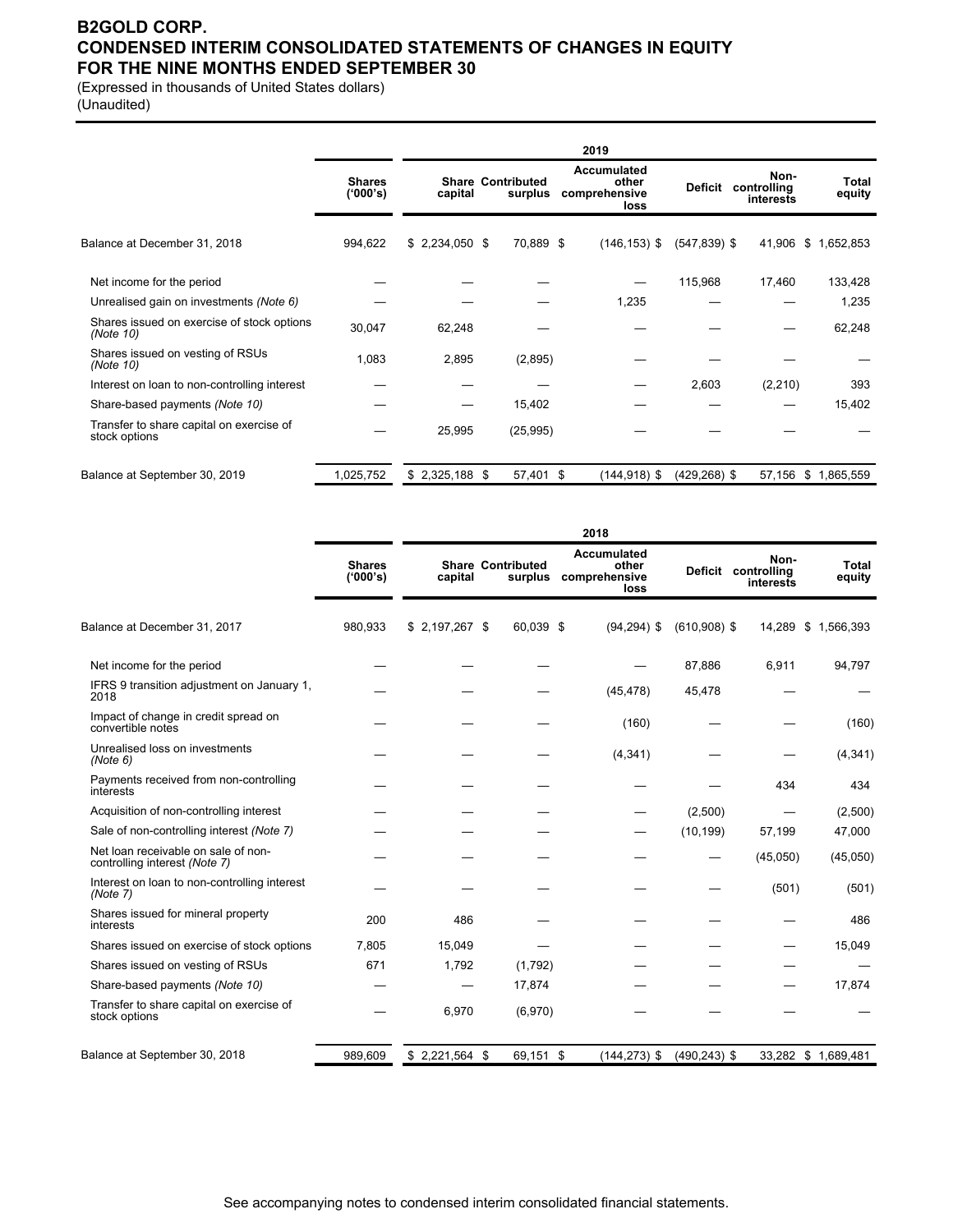# B2GOLD CORP.
# CONDENSED INTERIM CONSOLIDATED STATEMENTS OF CHANGES IN EQUITY
# FOR THE NINE MONTHS ENDED SEPTEMBER 30

(Expressed in thousands of United States dollars)
(Unaudited)

| | 2019 | | | | | | |
|---|---|---|---|---|---|---|---|
| | Shares ('000's) | Share capital | Contributed surplus | Accumulated other comprehensive loss | Deficit | Non-controlling interests | Total equity |
| Balance at December 31, 2018 | 994,622 | $ 2,234,050 | $ 70,889 | $ (146,153) | $ (547,839) | $ 41,906 | $ 1,652,853 |
| Net income for the period | — | — | — | — | 115,968 | 17,460 | 133,428 |
| Unrealised gain on investments *(Note 6)* | — | — | — | 1,235 | — | — | 1,235 |
| Shares issued on exercise of stock options *(Note 10)* | 30,047 | 62,248 | — | — | — | — | 62,248 |
| Shares issued on vesting of RSUs *(Note 10)* | 1,083 | 2,895 | (2,895) | — | — | — | — |
| Interest on loan to non-controlling interest | — | — | — | — | 2,603 | (2,210) | 393 |
| Share-based payments *(Note 10)* | — | — | 15,402 | — | — | — | 15,402 |
| Transfer to share capital on exercise of stock options | — | 25,995 | (25,995) | — | — | — | — |
| Balance at September 30, 2019 | 1,025,752 | $ 2,325,188 | $ 57,401 | $ (144,918) | $ (429,268) | $ 57,156 | $ 1,865,559 |

| | 2018 | | | | | | |
|---|---|---|---|---|---|---|---|
| | Shares ('000's) | Share capital | Contributed surplus | Accumulated other comprehensive loss | Deficit | Non-controlling interests | Total equity |
| Balance at December 31, 2017 | 980,933 | $ 2,197,267 | $ 60,039 | $ (94,294) | $ (610,908) | $ 14,289 | $ 1,566,393 |
| Net income for the period | — | — | — | — | 87,886 | 6,911 | 94,797 |
| IFRS 9 transition adjustment on January 1, 2018 | — | — | — | (45,478) | 45,478 | — | — |
| Impact of change in credit spread on convertible notes | — | — | — | (160) | — | — | (160) |
| Unrealised loss on investments *(Note 6)* | — | — | — | (4,341) | — | — | (4,341) |
| Payments received from non-controlling interests | — | — | — | — | — | 434 | 434 |
| Acquisition of non-controlling interest | — | — | — | — | (2,500) | — | (2,500) |
| Sale of non-controlling interest *(Note 7)* | — | — | — | — | (10,199) | 57,199 | 47,000 |
| Net loan receivable on sale of non-controlling interest *(Note 7)* | — | — | — | — | — | (45,050) | (45,050) |
| Interest on loan to non-controlling interest *(Note 7)* | — | — | — | — | — | (501) | (501) |
| Shares issued for mineral property interests | 200 | 486 | — | — | — | — | 486 |
| Shares issued on exercise of stock options | 7,805 | 15,049 | — | — | — | — | 15,049 |
| Shares issued on vesting of RSUs | 671 | 1,792 | (1,792) | — | — | — | — |
| Share-based payments *(Note 10)* | — | — | 17,874 | — | — | — | 17,874 |
| Transfer to share capital on exercise of stock options | — | 6,970 | (6,970) | — | — | — | — |
| Balance at September 30, 2018 | 989,609 | $ 2,221,564 | $ 69,151 | $ (144,273) | $ (490,243) | $ 33,282 | $ 1,689,481 |

See accompanying notes to condensed interim consolidated financial statements.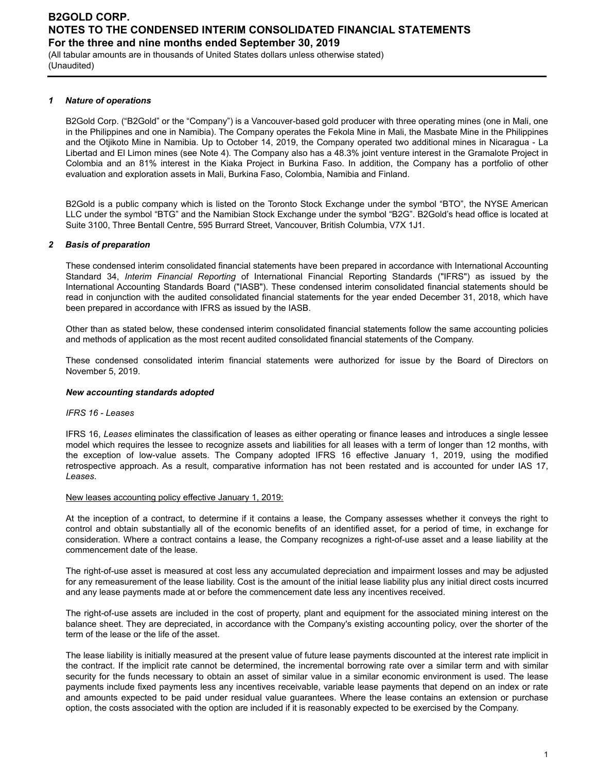# B2GOLD CORP.
## NOTES TO THE CONDENSED INTERIM CONSOLIDATED FINANCIAL STATEMENTS
### For the three and nine months ended September 30, 2019

(All tabular amounts are in thousands of United States dollars unless otherwise stated)
(Unaudited)

### *1 Nature of operations*

B2Gold Corp. ("B2Gold" or the "Company") is a Vancouver-based gold producer with three operating mines (one in Mali, one in the Philippines and one in Namibia). The Company operates the Fekola Mine in Mali, the Masbate Mine in the Philippines and the Otjikoto Mine in Namibia. Up to October 14, 2019, the Company operated two additional mines in Nicaragua - La Libertad and El Limon mines (see Note 4). The Company also has a 48.3% joint venture interest in the Gramalote Project in Colombia and an 81% interest in the Kiaka Project in Burkina Faso. In addition, the Company has a portfolio of other evaluation and exploration assets in Mali, Burkina Faso, Colombia, Namibia and Finland.

B2Gold is a public company which is listed on the Toronto Stock Exchange under the symbol "BTO", the NYSE American LLC under the symbol "BTG" and the Namibian Stock Exchange under the symbol "B2G". B2Gold's head office is located at Suite 3100, Three Bentall Centre, 595 Burrard Street, Vancouver, British Columbia, V7X 1J1.

### *2 Basis of preparation*

These condensed interim consolidated financial statements have been prepared in accordance with International Accounting Standard 34, *Interim Financial Reporting* of International Financial Reporting Standards ("IFRS") as issued by the International Accounting Standards Board ("IASB"). These condensed interim consolidated financial statements should be read in conjunction with the audited consolidated financial statements for the year ended December 31, 2018, which have been prepared in accordance with IFRS as issued by the IASB.

Other than as stated below, these condensed interim consolidated financial statements follow the same accounting policies and methods of application as the most recent audited consolidated financial statements of the Company.

These condensed consolidated interim financial statements were authorized for issue by the Board of Directors on November 5, 2019.

***New accounting standards adopted***

*IFRS 16 - Leases*

IFRS 16, *Leases* eliminates the classification of leases as either operating or finance leases and introduces a single lessee model which requires the lessee to recognize assets and liabilities for all leases with a term of longer than 12 months, with the exception of low-value assets. The Company adopted IFRS 16 effective January 1, 2019, using the modified retrospective approach. As a result, comparative information has not been restated and is accounted for under IAS 17, *Leases*.

New leases accounting policy effective January 1, 2019:

At the inception of a contract, to determine if it contains a lease, the Company assesses whether it conveys the right to control and obtain substantially all of the economic benefits of an identified asset, for a period of time, in exchange for consideration. Where a contract contains a lease, the Company recognizes a right-of-use asset and a lease liability at the commencement date of the lease.

The right-of-use asset is measured at cost less any accumulated depreciation and impairment losses and may be adjusted for any remeasurement of the lease liability. Cost is the amount of the initial lease liability plus any initial direct costs incurred and any lease payments made at or before the commencement date less any incentives received.

The right-of-use assets are included in the cost of property, plant and equipment for the associated mining interest on the balance sheet. They are depreciated, in accordance with the Company's existing accounting policy, over the shorter of the term of the lease or the life of the asset.

The lease liability is initially measured at the present value of future lease payments discounted at the interest rate implicit in the contract. If the implicit rate cannot be determined, the incremental borrowing rate over a similar term and with similar security for the funds necessary to obtain an asset of similar value in a similar economic environment is used. The lease payments include fixed payments less any incentives receivable, variable lease payments that depend on an index or rate and amounts expected to be paid under residual value guarantees. Where the lease contains an extension or purchase option, the costs associated with the option are included if it is reasonably expected to be exercised by the Company.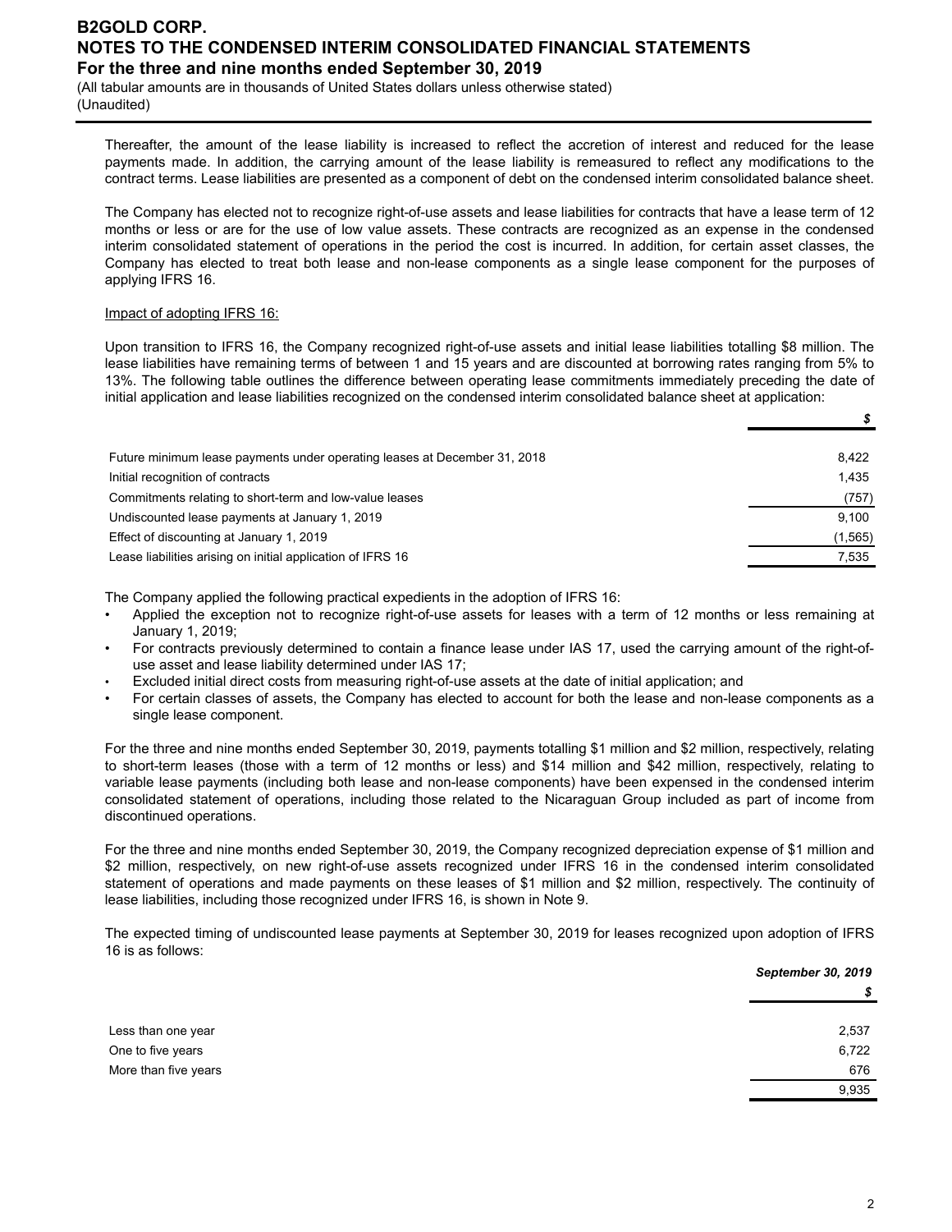Thereafter, the amount of the lease liability is increased to reflect the accretion of interest and reduced for the lease payments made. In addition, the carrying amount of the lease liability is remeasured to reflect any modifications to the contract terms. Lease liabilities are presented as a component of debt on the condensed interim consolidated balance sheet.

The Company has elected not to recognize right-of-use assets and lease liabilities for contracts that have a lease term of 12 months or less or are for the use of low value assets. These contracts are recognized as an expense in the condensed interim consolidated statement of operations in the period the cost is incurred. In addition, for certain asset classes, the Company has elected to treat both lease and non-lease components as a single lease component for the purposes of applying IFRS 16.

Impact of adopting IFRS 16:

Upon transition to IFRS 16, the Company recognized right-of-use assets and initial lease liabilities totalling $8 million. The lease liabilities have remaining terms of between 1 and 15 years and are discounted at borrowing rates ranging from 5% to 13%. The following table outlines the difference between operating lease commitments immediately preceding the date of initial application and lease liabilities recognized on the condensed interim consolidated balance sheet at application:

| | $ |
|---|---|
| Future minimum lease payments under operating leases at December 31, 2018 | 8,422 |
| Initial recognition of contracts | 1,435 |
| Commitments relating to short-term and low-value leases | (757) |
| Undiscounted lease payments at January 1, 2019 | 9,100 |
| Effect of discounting at January 1, 2019 | (1,565) |
| Lease liabilities arising on initial application of IFRS 16 | 7,535 |

The Company applied the following practical expedients in the adoption of IFRS 16:

- Applied the exception not to recognize right-of-use assets for leases with a term of 12 months or less remaining at January 1, 2019;
- For contracts previously determined to contain a finance lease under IAS 17, used the carrying amount of the right-of-use asset and lease liability determined under IAS 17;
- Excluded initial direct costs from measuring right-of-use assets at the date of initial application; and
- For certain classes of assets, the Company has elected to account for both the lease and non-lease components as a single lease component.

For the three and nine months ended September 30, 2019, payments totalling $1 million and $2 million, respectively, relating to short-term leases (those with a term of 12 months or less) and $14 million and $42 million, respectively, relating to variable lease payments (including both lease and non-lease components) have been expensed in the condensed interim consolidated statement of operations, including those related to the Nicaraguan Group included as part of income from discontinued operations.

For the three and nine months ended September 30, 2019, the Company recognized depreciation expense of $1 million and $2 million, respectively, on new right-of-use assets recognized under IFRS 16 in the condensed interim consolidated statement of operations and made payments on these leases of $1 million and $2 million, respectively. The continuity of lease liabilities, including those recognized under IFRS 16, is shown in Note 9.

The expected timing of undiscounted lease payments at September 30, 2019 for leases recognized upon adoption of IFRS 16 is as follows:

| | *September 30, 2019* |
|---|---|
| | $ |
| Less than one year | 2,537 |
| One to five years | 6,722 |
| More than five years | 676 |
| | 9,935 |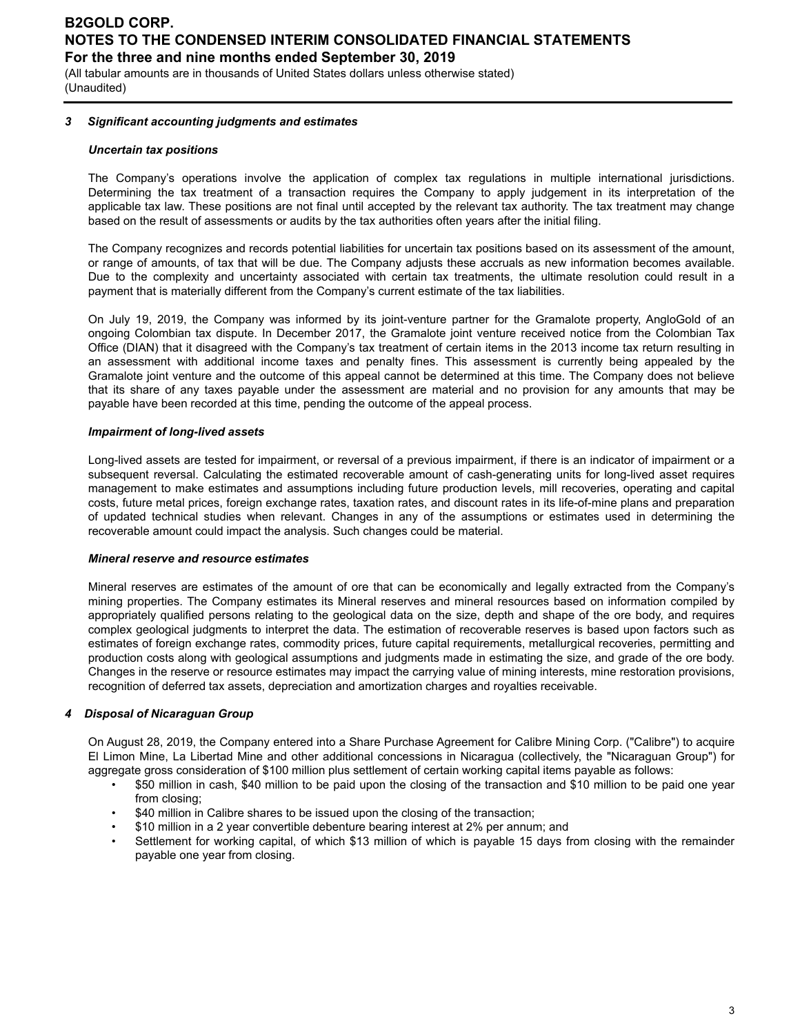### *3 Significant accounting judgments and estimates*

***Uncertain tax positions***

The Company's operations involve the application of complex tax regulations in multiple international jurisdictions. Determining the tax treatment of a transaction requires the Company to apply judgement in its interpretation of the applicable tax law. These positions are not final until accepted by the relevant tax authority. The tax treatment may change based on the result of assessments or audits by the tax authorities often years after the initial filing.

The Company recognizes and records potential liabilities for uncertain tax positions based on its assessment of the amount, or range of amounts, of tax that will be due. The Company adjusts these accruals as new information becomes available. Due to the complexity and uncertainty associated with certain tax treatments, the ultimate resolution could result in a payment that is materially different from the Company's current estimate of the tax liabilities.

On July 19, 2019, the Company was informed by its joint-venture partner for the Gramalote property, AngloGold of an ongoing Colombian tax dispute. In December 2017, the Gramalote joint venture received notice from the Colombian Tax Office (DIAN) that it disagreed with the Company's tax treatment of certain items in the 2013 income tax return resulting in an assessment with additional income taxes and penalty fines. This assessment is currently being appealed by the Gramalote joint venture and the outcome of this appeal cannot be determined at this time. The Company does not believe that its share of any taxes payable under the assessment are material and no provision for any amounts that may be payable have been recorded at this time, pending the outcome of the appeal process.

***Impairment of long-lived assets***

Long-lived assets are tested for impairment, or reversal of a previous impairment, if there is an indicator of impairment or a subsequent reversal. Calculating the estimated recoverable amount of cash-generating units for long-lived asset requires management to make estimates and assumptions including future production levels, mill recoveries, operating and capital costs, future metal prices, foreign exchange rates, taxation rates, and discount rates in its life-of-mine plans and preparation of updated technical studies when relevant. Changes in any of the assumptions or estimates used in determining the recoverable amount could impact the analysis. Such changes could be material.

***Mineral reserve and resource estimates***

Mineral reserves are estimates of the amount of ore that can be economically and legally extracted from the Company's mining properties. The Company estimates its Mineral reserves and mineral resources based on information compiled by appropriately qualified persons relating to the geological data on the size, depth and shape of the ore body, and requires complex geological judgments to interpret the data. The estimation of recoverable reserves is based upon factors such as estimates of foreign exchange rates, commodity prices, future capital requirements, metallurgical recoveries, permitting and production costs along with geological assumptions and judgments made in estimating the size, and grade of the ore body. Changes in the reserve or resource estimates may impact the carrying value of mining interests, mine restoration provisions, recognition of deferred tax assets, depreciation and amortization charges and royalties receivable.

### *4 Disposal of Nicaraguan Group*

On August 28, 2019, the Company entered into a Share Purchase Agreement for Calibre Mining Corp. ("Calibre") to acquire El Limon Mine, La Libertad Mine and other additional concessions in Nicaragua (collectively, the "Nicaraguan Group") for aggregate gross consideration of $100 million plus settlement of certain working capital items payable as follows:

- $50 million in cash, $40 million to be paid upon the closing of the transaction and $10 million to be paid one year from closing;
- $40 million in Calibre shares to be issued upon the closing of the transaction;
- $10 million in a 2 year convertible debenture bearing interest at 2% per annum; and
- Settlement for working capital, of which $13 million of which is payable 15 days from closing with the remainder payable one year from closing.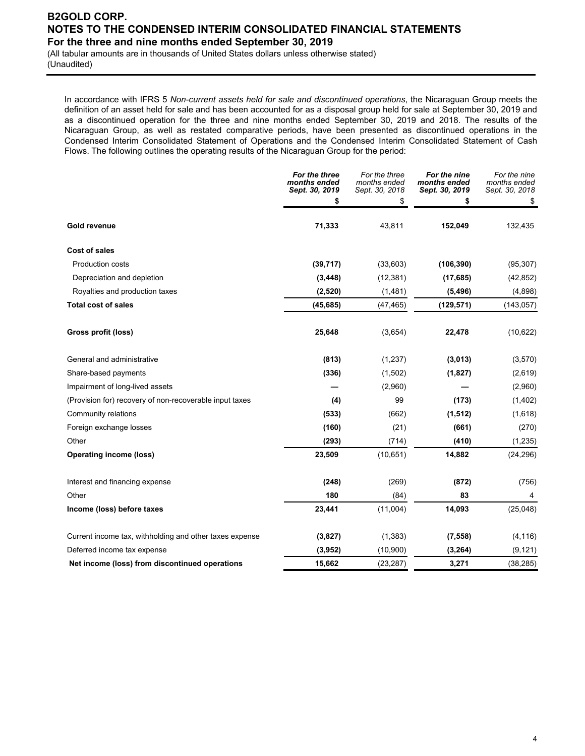In accordance with IFRS 5 *Non-current assets held for sale and discontinued operations*, the Nicaraguan Group meets the definition of an asset held for sale and has been accounted for as a disposal group held for sale at September 30, 2019 and as a discontinued operation for the three and nine months ended September 30, 2019 and 2018. The results of the Nicaraguan Group, as well as restated comparative periods, have been presented as discontinued operations in the Condensed Interim Consolidated Statement of Operations and the Condensed Interim Consolidated Statement of Cash Flows. The following outlines the operating results of the Nicaraguan Group for the period:

| | ***For the three months ended Sept. 30, 2019*** | *For the three months ended Sept. 30, 2018* | ***For the nine months ended Sept. 30, 2019*** | *For the nine months ended Sept. 30, 2018* |
|---|---|---|---|---|
| | **$** | $ | **$** | $ |
| **Gold revenue** | **71,333** | 43,811 | **152,049** | 132,435 |
| **Cost of sales** | | | | |
| Production costs | **(39,717)** | (33,603) | **(106,390)** | (95,307) |
| Depreciation and depletion | **(3,448)** | (12,381) | **(17,685)** | (42,852) |
| Royalties and production taxes | **(2,520)** | (1,481) | **(5,496)** | (4,898) |
| **Total cost of sales** | **(45,685)** | (47,465) | **(129,571)** | (143,057) |
| **Gross profit (loss)** | **25,648** | (3,654) | **22,478** | (10,622) |
| General and administrative | **(813)** | (1,237) | **(3,013)** | (3,570) |
| Share-based payments | **(336)** | (1,502) | **(1,827)** | (2,619) |
| Impairment of long-lived assets | **—** | (2,960) | **—** | (2,960) |
| (Provision for) recovery of non-recoverable input taxes | **(4)** | 99 | **(173)** | (1,402) |
| Community relations | **(533)** | (662) | **(1,512)** | (1,618) |
| Foreign exchange losses | **(160)** | (21) | **(661)** | (270) |
| Other | **(293)** | (714) | **(410)** | (1,235) |
| **Operating income (loss)** | **23,509** | (10,651) | **14,882** | (24,296) |
| Interest and financing expense | **(248)** | (269) | **(872)** | (756) |
| Other | **180** | (84) | **83** | 4 |
| **Income (loss) before taxes** | **23,441** | (11,004) | **14,093** | (25,048) |
| Current income tax, withholding and other taxes expense | **(3,827)** | (1,383) | **(7,558)** | (4,116) |
| Deferred income tax expense | **(3,952)** | (10,900) | **(3,264)** | (9,121) |
| **Net income (loss) from discontinued operations** | **15,662** | (23,287) | **3,271** | (38,285) |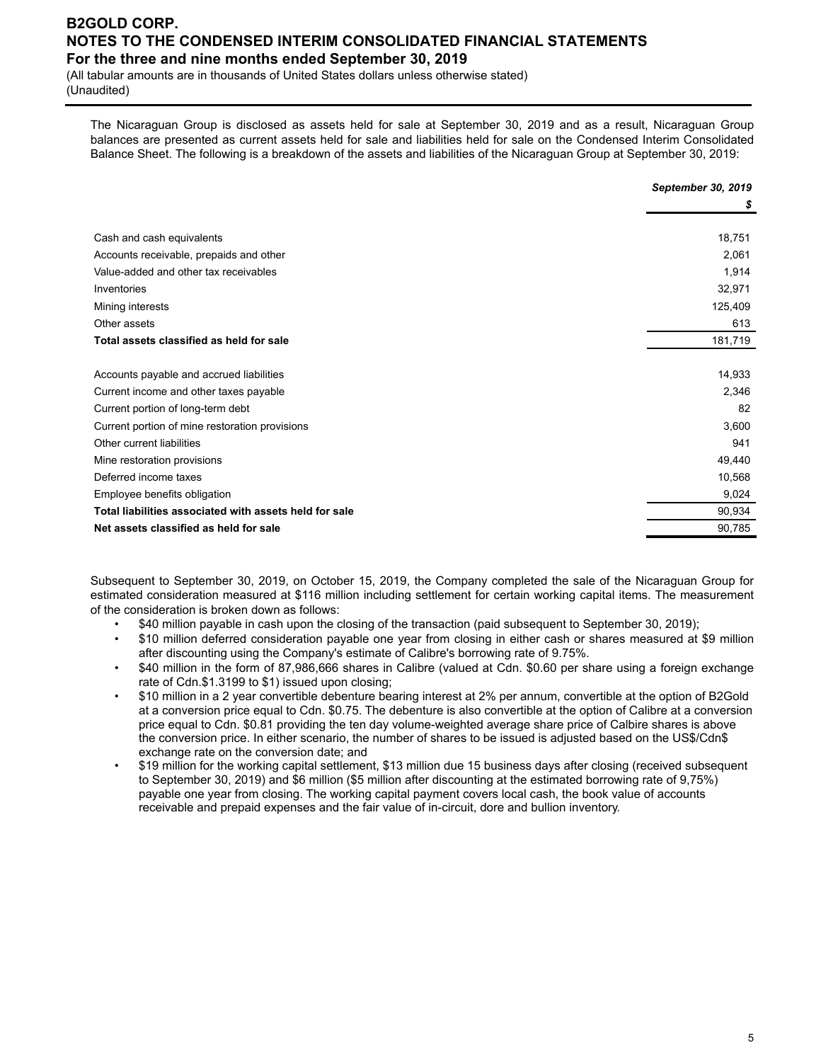The Nicaraguan Group is disclosed as assets held for sale at September 30, 2019 and as a result, Nicaraguan Group balances are presented as current assets held for sale and liabilities held for sale on the Condensed Interim Consolidated Balance Sheet. The following is a breakdown of the assets and liabilities of the Nicaraguan Group at September 30, 2019:

| | *September 30, 2019* |
|---|---|
| | *$* |
| Cash and cash equivalents | 18,751 |
| Accounts receivable, prepaids and other | 2,061 |
| Value-added and other tax receivables | 1,914 |
| Inventories | 32,971 |
| Mining interests | 125,409 |
| Other assets | 613 |
| **Total assets classified as held for sale** | 181,719 |
| | |
| Accounts payable and accrued liabilities | 14,933 |
| Current income and other taxes payable | 2,346 |
| Current portion of long-term debt | 82 |
| Current portion of mine restoration provisions | 3,600 |
| Other current liabilities | 941 |
| Mine restoration provisions | 49,440 |
| Deferred income taxes | 10,568 |
| Employee benefits obligation | 9,024 |
| **Total liabilities associated with assets held for sale** | 90,934 |
| **Net assets classified as held for sale** | 90,785 |

Subsequent to September 30, 2019, on October 15, 2019, the Company completed the sale of the Nicaraguan Group for estimated consideration measured at $116 million including settlement for certain working capital items. The measurement of the consideration is broken down as follows:

- $40 million payable in cash upon the closing of the transaction (paid subsequent to September 30, 2019);
- $10 million deferred consideration payable one year from closing in either cash or shares measured at $9 million after discounting using the Company's estimate of Calibre's borrowing rate of 9.75%.
- $40 million in the form of 87,986,666 shares in Calibre (valued at Cdn. $0.60 per share using a foreign exchange rate of Cdn.$1.3199 to $1) issued upon closing;
- $10 million in a 2 year convertible debenture bearing interest at 2% per annum, convertible at the option of B2Gold at a conversion price equal to Cdn. $0.75. The debenture is also convertible at the option of Calibre at a conversion price equal to Cdn. $0.81 providing the ten day volume-weighted average share price of Calbire shares is above the conversion price. In either scenario, the number of shares to be issued is adjusted based on the US$/Cdn$ exchange rate on the conversion date; and
- $19 million for the working capital settlement, $13 million due 15 business days after closing (received subsequent to September 30, 2019) and $6 million ($5 million after discounting at the estimated borrowing rate of 9,75%) payable one year from closing. The working capital payment covers local cash, the book value of accounts receivable and prepaid expenses and the fair value of in-circuit, dore and bullion inventory.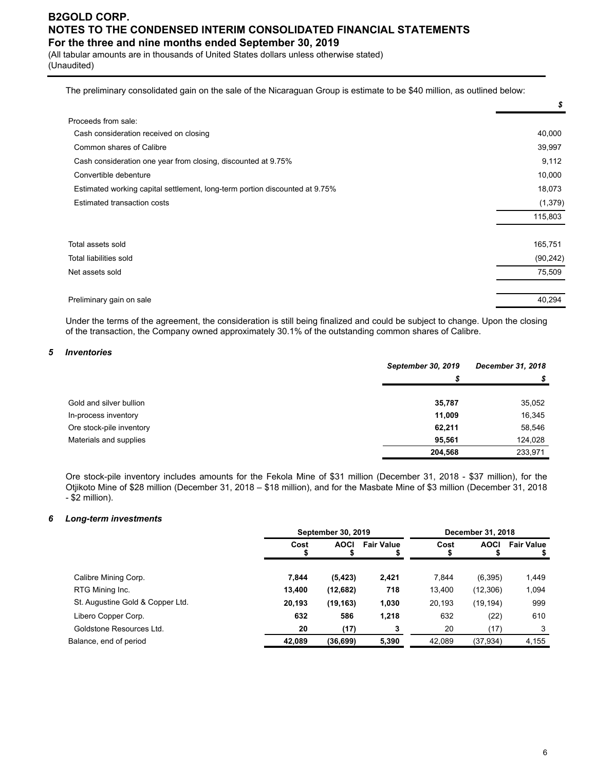The preliminary consolidated gain on the sale of the Nicaraguan Group is estimate to be $40 million, as outlined below:

| | $ |
|---|---|
| Proceeds from sale: | |
| Cash consideration received on closing | 40,000 |
| Common shares of Calibre | 39,997 |
| Cash consideration one year from closing, discounted at 9.75% | 9,112 |
| Convertible debenture | 10,000 |
| Estimated working capital settlement, long-term portion discounted at 9.75% | 18,073 |
| Estimated transaction costs | (1,379) |
| | 115,803 |
| | |
| Total assets sold | 165,751 |
| Total liabilities sold | (90,242) |
| Net assets sold | 75,509 |
| | |
| Preliminary gain on sale | 40,294 |

Under the terms of the agreement, the consideration is still being finalized and could be subject to change. Upon the closing of the transaction, the Company owned approximately 30.1% of the outstanding common shares of Calibre.

### *5 Inventories*

| | *September 30, 2019* | *December 31, 2018* |
|---|---|---|
| | *$* | *$* |
| Gold and silver bullion | **35,787** | 35,052 |
| In-process inventory | **11,009** | 16,345 |
| Ore stock-pile inventory | **62,211** | 58,546 |
| Materials and supplies | **95,561** | 124,028 |
| | **204,568** | 233,971 |

Ore stock-pile inventory includes amounts for the Fekola Mine of $31 million (December 31, 2018 - $37 million), for the Otjikoto Mine of $28 million (December 31, 2018 – $18 million), and for the Masbate Mine of $3 million (December 31, 2018 - $2 million).

### *6 Long-term investments*

| | September 30, 2019 | | | December 31, 2018 | | |
|---|---|---|---|---|---|---|
| | Cost $ | AOCI $ | Fair Value $ | Cost $ | AOCI $ | Fair Value $ |
| Calibre Mining Corp. | **7,844** | **(5,423)** | **2,421** | 7,844 | (6,395) | 1,449 |
| RTG Mining Inc. | **13,400** | **(12,682)** | **718** | 13,400 | (12,306) | 1,094 |
| St. Augustine Gold & Copper Ltd. | **20,193** | **(19,163)** | **1,030** | 20,193 | (19,194) | 999 |
| Libero Copper Corp. | **632** | **586** | **1,218** | 632 | (22) | 610 |
| Goldstone Resources Ltd. | **20** | **(17)** | **3** | 20 | (17) | 3 |
| Balance, end of period | **42,089** | **(36,699)** | **5,390** | 42,089 | (37,934) | 4,155 |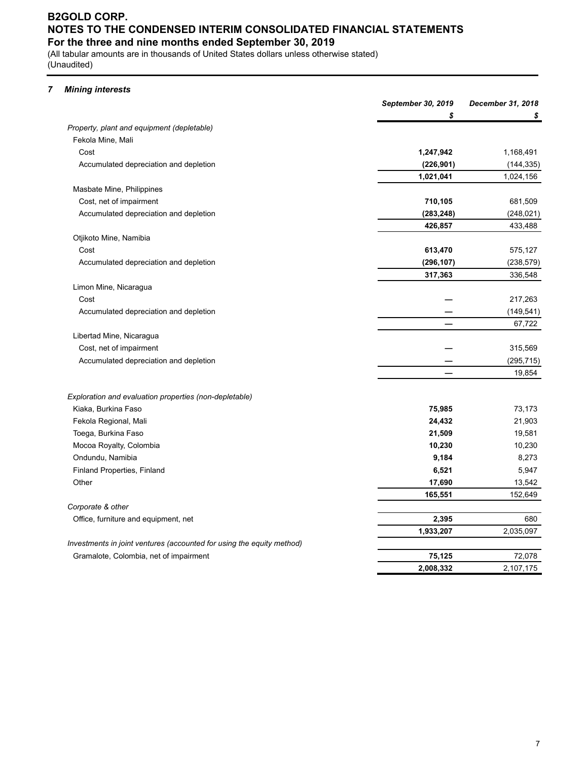# B2GOLD CORP.
## NOTES TO THE CONDENSED INTERIM CONSOLIDATED FINANCIAL STATEMENTS
### For the three and nine months ended September 30, 2019

(All tabular amounts are in thousands of United States dollars unless otherwise stated)
(Unaudited)

### 7 *Mining interests*

| | September 30, 2019 | December 31, 2018 |
|---|---|---|
| | $ | $ |
| *Property, plant and equipment (depletable)* | | |
| Fekola Mine, Mali | | |
| Cost | **1,247,942** | 1,168,491 |
| Accumulated depreciation and depletion | **(226,901)** | (144,335) |
| | **1,021,041** | 1,024,156 |
| Masbate Mine, Philippines | | |
| Cost, net of impairment | **710,105** | 681,509 |
| Accumulated depreciation and depletion | **(283,248)** | (248,021) |
| | **426,857** | 433,488 |
| Otjikoto Mine, Namibia | | |
| Cost | **613,470** | 575,127 |
| Accumulated depreciation and depletion | **(296,107)** | (238,579) |
| | **317,363** | 336,548 |
| Limon Mine, Nicaragua | | |
| Cost | **—** | 217,263 |
| Accumulated depreciation and depletion | **—** | (149,541) |
| | **—** | 67,722 |
| Libertad Mine, Nicaragua | | |
| Cost, net of impairment | **—** | 315,569 |
| Accumulated depreciation and depletion | **—** | (295,715) |
| | **—** | 19,854 |
| *Exploration and evaluation properties (non-depletable)* | | |
| Kiaka, Burkina Faso | **75,985** | 73,173 |
| Fekola Regional, Mali | **24,432** | 21,903 |
| Toega, Burkina Faso | **21,509** | 19,581 |
| Mocoa Royalty, Colombia | **10,230** | 10,230 |
| Ondundu, Namibia | **9,184** | 8,273 |
| Finland Properties, Finland | **6,521** | 5,947 |
| Other | **17,690** | 13,542 |
| | **165,551** | 152,649 |
| *Corporate & other* | | |
| Office, furniture and equipment, net | **2,395** | 680 |
| | **1,933,207** | 2,035,097 |
| *Investments in joint ventures (accounted for using the equity method)* | | |
| Gramalote, Colombia, net of impairment | **75,125** | 72,078 |
| | **2,008,332** | 2,107,175 |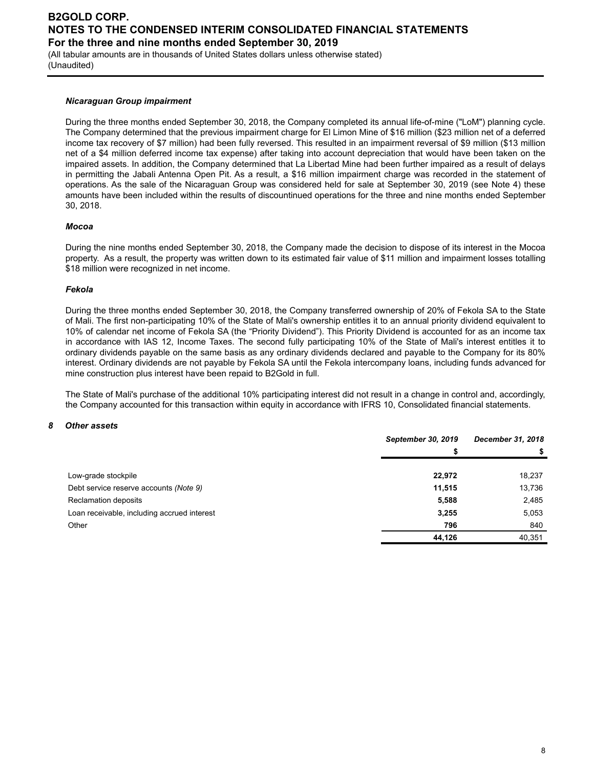### *Nicaraguan Group impairment*

During the three months ended September 30, 2018, the Company completed its annual life-of-mine ("LoM") planning cycle. The Company determined that the previous impairment charge for El Limon Mine of $16 million ($23 million net of a deferred income tax recovery of $7 million) had been fully reversed. This resulted in an impairment reversal of $9 million ($13 million net of a $4 million deferred income tax expense) after taking into account depreciation that would have been taken on the impaired assets. In addition, the Company determined that La Libertad Mine had been further impaired as a result of delays in permitting the Jabali Antenna Open Pit. As a result, a $16 million impairment charge was recorded in the statement of operations. As the sale of the Nicaraguan Group was considered held for sale at September 30, 2019 (see Note 4) these amounts have been included within the results of discountinued operations for the three and nine months ended September 30, 2018.

### *Mocoa*

During the nine months ended September 30, 2018, the Company made the decision to dispose of its interest in the Mocoa property. As a result, the property was written down to its estimated fair value of $11 million and impairment losses totalling $18 million were recognized in net income.

### *Fekola*

During the three months ended September 30, 2018, the Company transferred ownership of 20% of Fekola SA to the State of Mali. The first non-participating 10% of the State of Mali's ownership entitles it to an annual priority dividend equivalent to 10% of calendar net income of Fekola SA (the "Priority Dividend"). This Priority Dividend is accounted for as an income tax in accordance with IAS 12, Income Taxes. The second fully participating 10% of the State of Mali's interest entitles it to ordinary dividends payable on the same basis as any ordinary dividends declared and payable to the Company for its 80% interest. Ordinary dividends are not payable by Fekola SA until the Fekola intercompany loans, including funds advanced for mine construction plus interest have been repaid to B2Gold in full.

The State of Mali's purchase of the additional 10% participating interest did not result in a change in control and, accordingly, the Company accounted for this transaction within equity in accordance with IFRS 10, Consolidated financial statements.

## 8 *Other assets*

| | *September 30, 2019* | *December 31, 2018* |
|---|---|---|
| | **$** | **$** |
| Low-grade stockpile | **22,972** | 18,237 |
| Debt service reserve accounts *(Note 9)* | **11,515** | 13,736 |
| Reclamation deposits | **5,588** | 2,485 |
| Loan receivable, including accrued interest | **3,255** | 5,053 |
| Other | **796** | 840 |
| | **44,126** | 40,351 |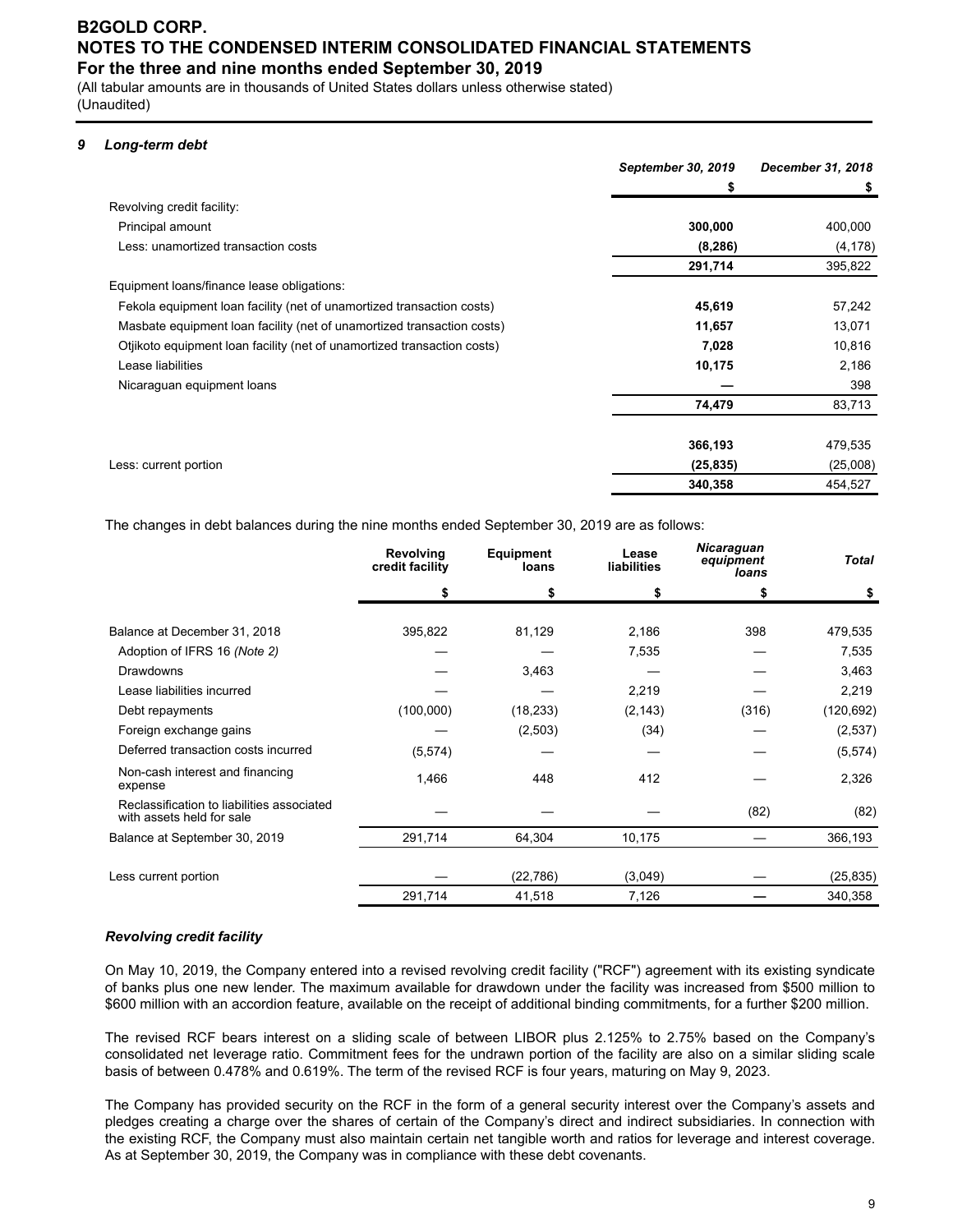### 9 Long-term debt

| | September 30, 2019 | December 31, 2018 |
|---|---|---|
| | $ | $ |
| Revolving credit facility: | | |
| Principal amount | **300,000** | 400,000 |
| Less: unamortized transaction costs | **(8,286)** | (4,178) |
| | **291,714** | 395,822 |
| Equipment loans/finance lease obligations: | | |
| Fekola equipment loan facility (net of unamortized transaction costs) | **45,619** | 57,242 |
| Masbate equipment loan facility (net of unamortized transaction costs) | **11,657** | 13,071 |
| Otjikoto equipment loan facility (net of unamortized transaction costs) | **7,028** | 10,816 |
| Lease liabilities | **10,175** | 2,186 |
| Nicaraguan equipment loans | **—** | 398 |
| | **74,479** | 83,713 |
| | | |
| | **366,193** | 479,535 |
| Less: current portion | **(25,835)** | (25,008) |
| | **340,358** | 454,527 |

The changes in debt balances during the nine months ended September 30, 2019 are as follows:

| | Revolving credit facility | Equipment loans | Lease liabilities | *Nicaraguan equipment loans* | *Total* |
|---|---|---|---|---|---|
| | $ | $ | $ | $ | $ |
| Balance at December 31, 2018 | 395,822 | 81,129 | 2,186 | 398 | 479,535 |
| Adoption of IFRS 16 *(Note 2)* | — | — | 7,535 | — | 7,535 |
| Drawdowns | — | 3,463 | — | — | 3,463 |
| Lease liabilities incurred | — | — | 2,219 | — | 2,219 |
| Debt repayments | (100,000) | (18,233) | (2,143) | (316) | (120,692) |
| Foreign exchange gains | — | (2,503) | (34) | — | (2,537) |
| Deferred transaction costs incurred | (5,574) | — | — | — | (5,574) |
| Non-cash interest and financing expense | 1,466 | 448 | 412 | — | 2,326 |
| Reclassification to liabilities associated with assets held for sale | — | — | — | (82) | (82) |
| Balance at September 30, 2019 | 291,714 | 64,304 | 10,175 | — | 366,193 |
| | | | | | |
| Less current portion | — | (22,786) | (3,049) | — | (25,835) |
| | 291,714 | 41,518 | 7,126 | — | 340,358 |

#### *Revolving credit facility*

On May 10, 2019, the Company entered into a revised revolving credit facility ("RCF") agreement with its existing syndicate of banks plus one new lender. The maximum available for drawdown under the facility was increased from $500 million to $600 million with an accordion feature, available on the receipt of additional binding commitments, for a further $200 million.

The revised RCF bears interest on a sliding scale of between LIBOR plus 2.125% to 2.75% based on the Company's consolidated net leverage ratio. Commitment fees for the undrawn portion of the facility are also on a similar sliding scale basis of between 0.478% and 0.619%. The term of the revised RCF is four years, maturing on May 9, 2023.

The Company has provided security on the RCF in the form of a general security interest over the Company's assets and pledges creating a charge over the shares of certain of the Company's direct and indirect subsidiaries. In connection with the existing RCF, the Company must also maintain certain net tangible worth and ratios for leverage and interest coverage. As at September 30, 2019, the Company was in compliance with these debt covenants.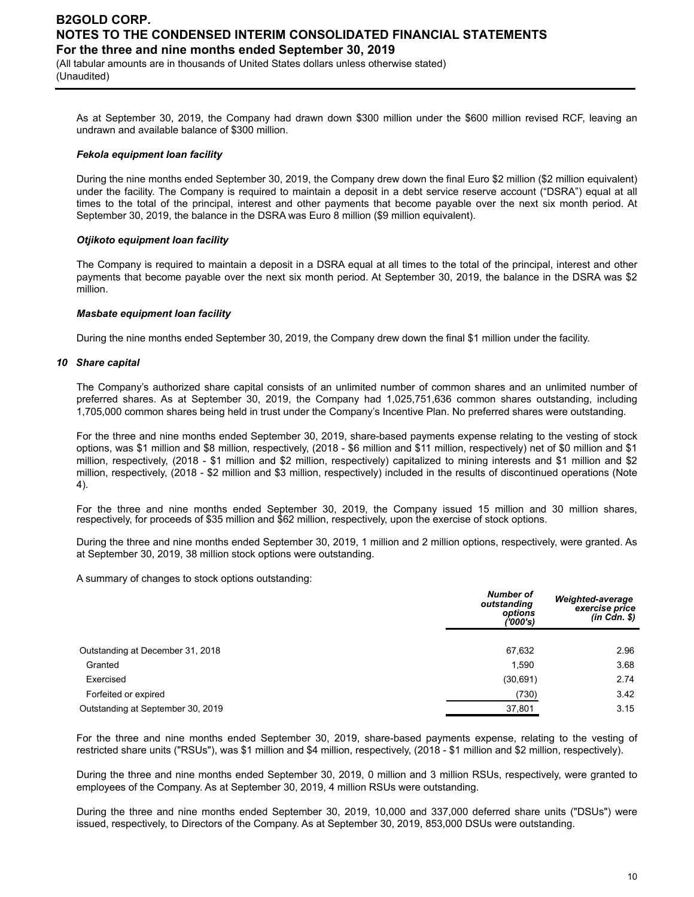As at September 30, 2019, the Company had drawn down $300 million under the $600 million revised RCF, leaving an undrawn and available balance of $300 million.

***Fekola equipment loan facility***

During the nine months ended September 30, 2019, the Company drew down the final Euro $2 million ($2 million equivalent) under the facility. The Company is required to maintain a deposit in a debt service reserve account ("DSRA") equal at all times to the total of the principal, interest and other payments that become payable over the next six month period. At September 30, 2019, the balance in the DSRA was Euro 8 million ($9 million equivalent).

***Otjikoto equipment loan facility***

The Company is required to maintain a deposit in a DSRA equal at all times to the total of the principal, interest and other payments that become payable over the next six month period. At September 30, 2019, the balance in the DSRA was $2 million.

***Masbate equipment loan facility***

During the nine months ended September 30, 2019, the Company drew down the final $1 million under the facility.

## 10 *Share capital*

The Company's authorized share capital consists of an unlimited number of common shares and an unlimited number of preferred shares. As at September 30, 2019, the Company had 1,025,751,636 common shares outstanding, including 1,705,000 common shares being held in trust under the Company's Incentive Plan. No preferred shares were outstanding.

For the three and nine months ended September 30, 2019, share-based payments expense relating to the vesting of stock options, was $1 million and $8 million, respectively, (2018 - $6 million and $11 million, respectively) net of $0 million and $1 million, respectively, (2018 - $1 million and $2 million, respectively) capitalized to mining interests and $1 million and $2 million, respectively, (2018 - $2 million and $3 million, respectively) included in the results of discontinued operations (Note 4).

For the three and nine months ended September 30, 2019, the Company issued 15 million and 30 million shares, respectively, for proceeds of $35 million and $62 million, respectively, upon the exercise of stock options.

During the three and nine months ended September 30, 2019, 1 million and 2 million options, respectively, were granted. As at September 30, 2019, 38 million stock options were outstanding.

A summary of changes to stock options outstanding:

| | *Number of outstanding options ('000's)* | *Weighted-average exercise price (in Cdn. $)* |
|---|---|---|
| Outstanding at December 31, 2018 | 67,632 | 2.96 |
| Granted | 1,590 | 3.68 |
| Exercised | (30,691) | 2.74 |
| Forfeited or expired | (730) | 3.42 |
| Outstanding at September 30, 2019 | 37,801 | 3.15 |

For the three and nine months ended September 30, 2019, share-based payments expense, relating to the vesting of restricted share units ("RSUs"), was $1 million and $4 million, respectively, (2018 - $1 million and $2 million, respectively).

During the three and nine months ended September 30, 2019, 0 million and 3 million RSUs, respectively, were granted to employees of the Company. As at September 30, 2019, 4 million RSUs were outstanding.

During the three and nine months ended September 30, 2019, 10,000 and 337,000 deferred share units ("DSUs") were issued, respectively, to Directors of the Company. As at September 30, 2019, 853,000 DSUs were outstanding.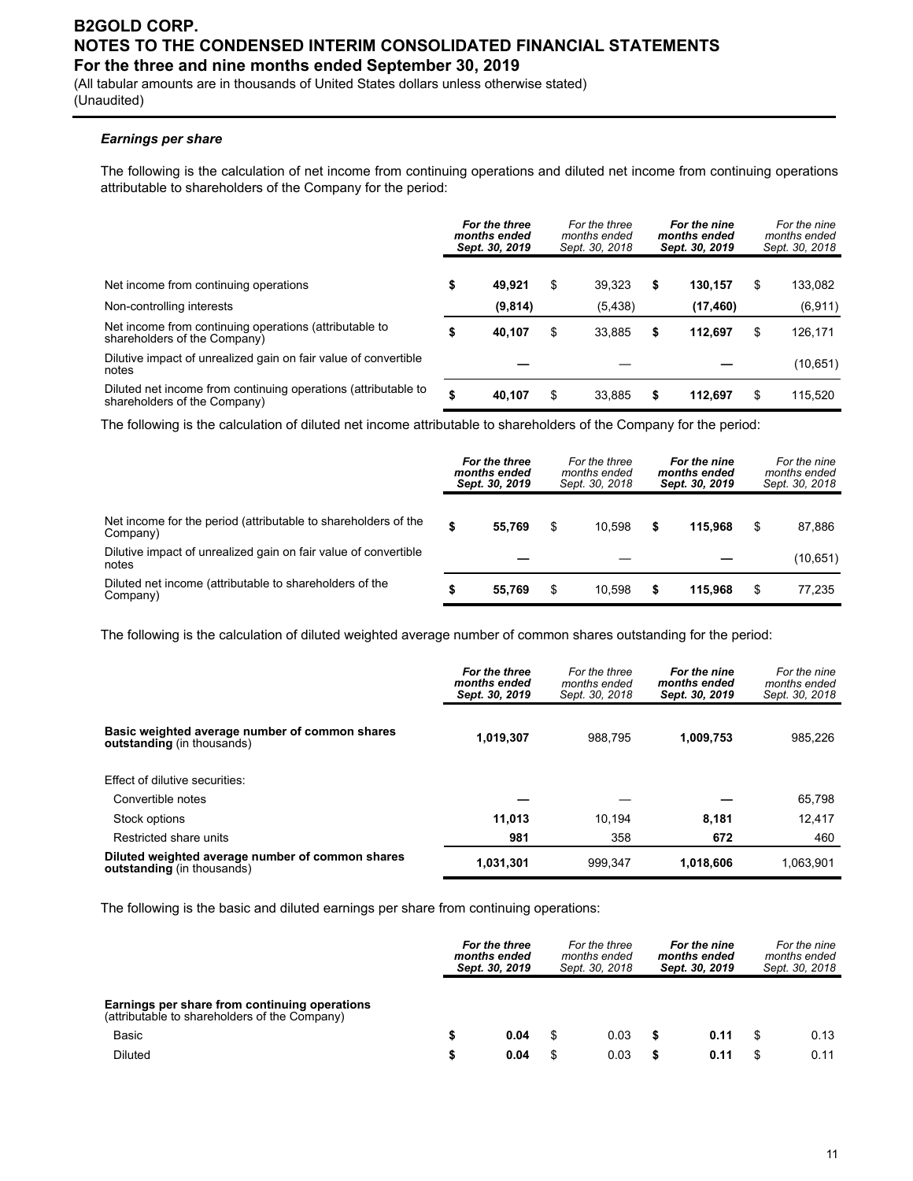# B2GOLD CORP.
## NOTES TO THE CONDENSED INTERIM CONSOLIDATED FINANCIAL STATEMENTS
### For the three and nine months ended September 30, 2019

(All tabular amounts are in thousands of United States dollars unless otherwise stated)
(Unaudited)

***Earnings per share***

The following is the calculation of net income from continuing operations and diluted net income from continuing operations attributable to shareholders of the Company for the period:

| | ***For the three months ended Sept. 30, 2019*** | *For the three months ended Sept. 30, 2018* | ***For the nine months ended Sept. 30, 2019*** | *For the nine months ended Sept. 30, 2018* |
|---|---|---|---|---|
| Net income from continuing operations | **$ 49,921** | $ 39,323 | **$ 130,157** | $ 133,082 |
| Non-controlling interests | **(9,814)** | (5,438) | **(17,460)** | (6,911) |
| Net income from continuing operations (attributable to shareholders of the Company) | **$ 40,107** | $ 33,885 | **$ 112,697** | $ 126,171 |
| Dilutive impact of unrealized gain on fair value of convertible notes | **—** | — | **—** | (10,651) |
| Diluted net income from continuing operations (attributable to shareholders of the Company) | **$ 40,107** | $ 33,885 | **$ 112,697** | $ 115,520 |

The following is the calculation of diluted net income attributable to shareholders of the Company for the period:

| | ***For the three months ended Sept. 30, 2019*** | *For the three months ended Sept. 30, 2018* | ***For the nine months ended Sept. 30, 2019*** | *For the nine months ended Sept. 30, 2018* |
|---|---|---|---|---|
| Net income for the period (attributable to shareholders of the Company) | **$ 55,769** | $ 10,598 | **$ 115,968** | $ 87,886 |
| Dilutive impact of unrealized gain on fair value of convertible notes | **—** | — | **—** | (10,651) |
| Diluted net income (attributable to shareholders of the Company) | **$ 55,769** | $ 10,598 | **$ 115,968** | $ 77,235 |

The following is the calculation of diluted weighted average number of common shares outstanding for the period:

| | ***For the three months ended Sept. 30, 2019*** | *For the three months ended Sept. 30, 2018* | ***For the nine months ended Sept. 30, 2019*** | *For the nine months ended Sept. 30, 2018* |
|---|---|---|---|---|
| **Basic weighted average number of common shares outstanding** (in thousands) | **1,019,307** | 988,795 | **1,009,753** | 985,226 |
| Effect of dilutive securities: | | | | |
| Convertible notes | **—** | — | **—** | 65,798 |
| Stock options | **11,013** | 10,194 | **8,181** | 12,417 |
| Restricted share units | **981** | 358 | **672** | 460 |
| **Diluted weighted average number of common shares outstanding** (in thousands) | **1,031,301** | 999,347 | **1,018,606** | 1,063,901 |

The following is the basic and diluted earnings per share from continuing operations:

| | ***For the three months ended Sept. 30, 2019*** | *For the three months ended Sept. 30, 2018* | ***For the nine months ended Sept. 30, 2019*** | *For the nine months ended Sept. 30, 2018* |
|---|---|---|---|---|
| **Earnings per share from continuing operations** (attributable to shareholders of the Company) | | | | |
| Basic | **$ 0.04** | $ 0.03 | **$ 0.11** | $ 0.13 |
| Diluted | **$ 0.04** | $ 0.03 | **$ 0.11** | $ 0.11 |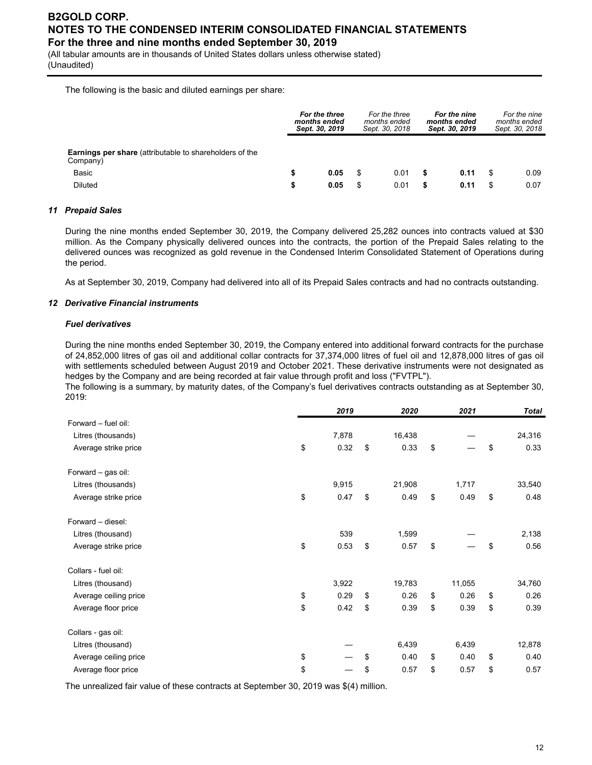The following is the basic and diluted earnings per share:

| | ***For the three months ended Sept. 30, 2019*** | *For the three months ended Sept. 30, 2018* | ***For the nine months ended Sept. 30, 2019*** | *For the nine months ended Sept. 30, 2018* |
|---|---|---|---|---|
| **Earnings per share** (attributable to shareholders of the Company) | | | | |
| Basic | **$ 0.05** | $ 0.01 | **$ 0.11** | $ 0.09 |
| Diluted | **$ 0.05** | $ 0.01 | **$ 0.11** | $ 0.07 |

### *11 Prepaid Sales*

During the nine months ended September 30, 2019, the Company delivered 25,282 ounces into contracts valued at $30 million. As the Company physically delivered ounces into the contracts, the portion of the Prepaid Sales relating to the delivered ounces was recognized as gold revenue in the Condensed Interim Consolidated Statement of Operations during the period.

As at September 30, 2019, Company had delivered into all of its Prepaid Sales contracts and had no contracts outstanding.

### *12 Derivative Financial instruments*

#### *Fuel derivatives*

During the nine months ended September 30, 2019, the Company entered into additional forward contracts for the purchase of 24,852,000 litres of gas oil and additional collar contracts for 37,374,000 litres of fuel oil and 12,878,000 litres of gas oil with settlements scheduled between August 2019 and October 2021. These derivative instruments were not designated as hedges by the Company and are being recorded at fair value through profit and loss ("FVTPL").

The following is a summary, by maturity dates, of the Company's fuel derivatives contracts outstanding as at September 30, 2019:

| | ***2019*** | ***2020*** | ***2021*** | ***Total*** |
|---|---|---|---|---|
| Forward – fuel oil: | | | | |
| Litres (thousands) | 7,878 | 16,438 | — | 24,316 |
| Average strike price | $ 0.32 | $ 0.33 | $ — | $ 0.33 |
| Forward – gas oil: | | | | |
| Litres (thousands) | 9,915 | 21,908 | 1,717 | 33,540 |
| Average strike price | $ 0.47 | $ 0.49 | $ 0.49 | $ 0.48 |
| Forward – diesel: | | | | |
| Litres (thousand) | 539 | 1,599 | — | 2,138 |
| Average strike price | $ 0.53 | $ 0.57 | $ — | $ 0.56 |
| Collars - fuel oil: | | | | |
| Litres (thousand) | 3,922 | 19,783 | 11,055 | 34,760 |
| Average ceiling price | $ 0.29 | $ 0.26 | $ 0.26 | $ 0.26 |
| Average floor price | $ 0.42 | $ 0.39 | $ 0.39 | $ 0.39 |
| Collars - gas oil: | | | | |
| Litres (thousand) | — | 6,439 | 6,439 | 12,878 |
| Average ceiling price | $ — | $ 0.40 | $ 0.40 | $ 0.40 |
| Average floor price | $ — | $ 0.57 | $ 0.57 | $ 0.57 |

The unrealized fair value of these contracts at September 30, 2019 was $(4) million.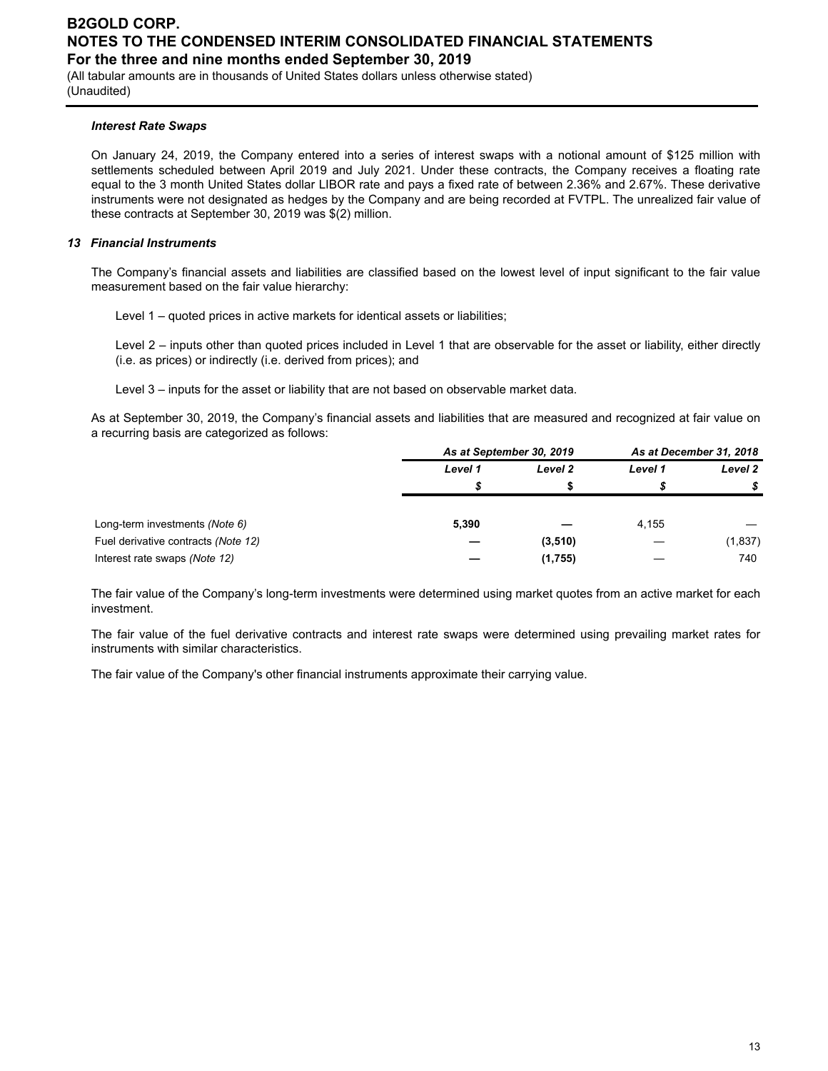### *Interest Rate Swaps*

On January 24, 2019, the Company entered into a series of interest swaps with a notional amount of $125 million with settlements scheduled between April 2019 and July 2021. Under these contracts, the Company receives a floating rate equal to the 3 month United States dollar LIBOR rate and pays a fixed rate of between 2.36% and 2.67%. These derivative instruments were not designated as hedges by the Company and are being recorded at FVTPL. The unrealized fair value of these contracts at September 30, 2019 was $(2) million.

## *13 Financial Instruments*

The Company's financial assets and liabilities are classified based on the lowest level of input significant to the fair value measurement based on the fair value hierarchy:

Level 1 – quoted prices in active markets for identical assets or liabilities;

Level 2 – inputs other than quoted prices included in Level 1 that are observable for the asset or liability, either directly (i.e. as prices) or indirectly (i.e. derived from prices); and

Level 3 – inputs for the asset or liability that are not based on observable market data.

As at September 30, 2019, the Company's financial assets and liabilities that are measured and recognized at fair value on a recurring basis are categorized as follows:

| | *As at September 30, 2019* | | *As at December 31, 2018* | |
|---|---|---|---|---|
| | *Level 1* | *Level 2* | *Level 1* | *Level 2* |
| | *$* | *$* | *$* | *$* |
| Long-term investments *(Note 6)* | **5,390** | **—** | 4,155 | — |
| Fuel derivative contracts *(Note 12)* | **—** | **(3,510)** | — | (1,837) |
| Interest rate swaps *(Note 12)* | **—** | **(1,755)** | — | 740 |

The fair value of the Company's long-term investments were determined using market quotes from an active market for each investment.

The fair value of the fuel derivative contracts and interest rate swaps were determined using prevailing market rates for instruments with similar characteristics.

The fair value of the Company's other financial instruments approximate their carrying value.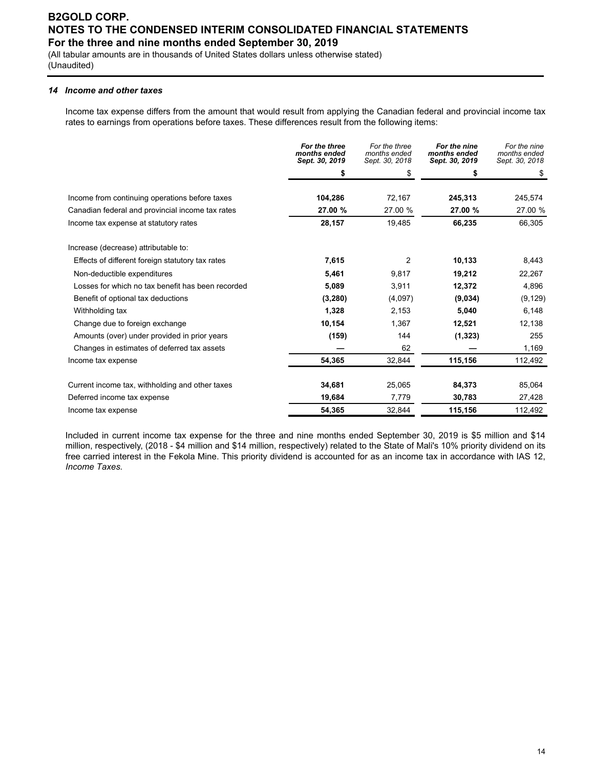# B2GOLD CORP.
# NOTES TO THE CONDENSED INTERIM CONSOLIDATED FINANCIAL STATEMENTS
## For the three and nine months ended September 30, 2019

(All tabular amounts are in thousands of United States dollars unless otherwise stated)
(Unaudited)

### *14 Income and other taxes*

Income tax expense differs from the amount that would result from applying the Canadian federal and provincial income tax rates to earnings from operations before taxes. These differences result from the following items:

| | ***For the three months ended Sept. 30, 2019*** | *For the three months ended Sept. 30, 2018* | ***For the nine months ended Sept. 30, 2019*** | *For the nine months ended Sept. 30, 2018* |
|---|---|---|---|---|
| | **$** | $ | **$** | $ |
| Income from continuing operations before taxes | **104,286** | 72,167 | **245,313** | 245,574 |
| Canadian federal and provincial income tax rates | **27.00 %** | 27.00 % | **27.00 %** | 27.00 % |
| Income tax expense at statutory rates | **28,157** | 19,485 | **66,235** | 66,305 |
| Increase (decrease) attributable to: | | | | |
| Effects of different foreign statutory tax rates | **7,615** | 2 | **10,133** | 8,443 |
| Non-deductible expenditures | **5,461** | 9,817 | **19,212** | 22,267 |
| Losses for which no tax benefit has been recorded | **5,089** | 3,911 | **12,372** | 4,896 |
| Benefit of optional tax deductions | **(3,280)** | (4,097) | **(9,034)** | (9,129) |
| Withholding tax | **1,328** | 2,153 | **5,040** | 6,148 |
| Change due to foreign exchange | **10,154** | 1,367 | **12,521** | 12,138 |
| Amounts (over) under provided in prior years | **(159)** | 144 | **(1,323)** | 255 |
| Changes in estimates of deferred tax assets | **—** | 62 | **—** | 1,169 |
| Income tax expense | **54,365** | 32,844 | **115,156** | 112,492 |
| Current income tax, withholding and other taxes | **34,681** | 25,065 | **84,373** | 85,064 |
| Deferred income tax expense | **19,684** | 7,779 | **30,783** | 27,428 |
| Income tax expense | **54,365** | 32,844 | **115,156** | 112,492 |

Included in current income tax expense for the three and nine months ended September 30, 2019 is $5 million and $14 million, respectively, (2018 - $4 million and $14 million, respectively) related to the State of Mali's 10% priority dividend on its free carried interest in the Fekola Mine. This priority dividend is accounted for as an income tax in accordance with IAS 12, *Income Taxes.*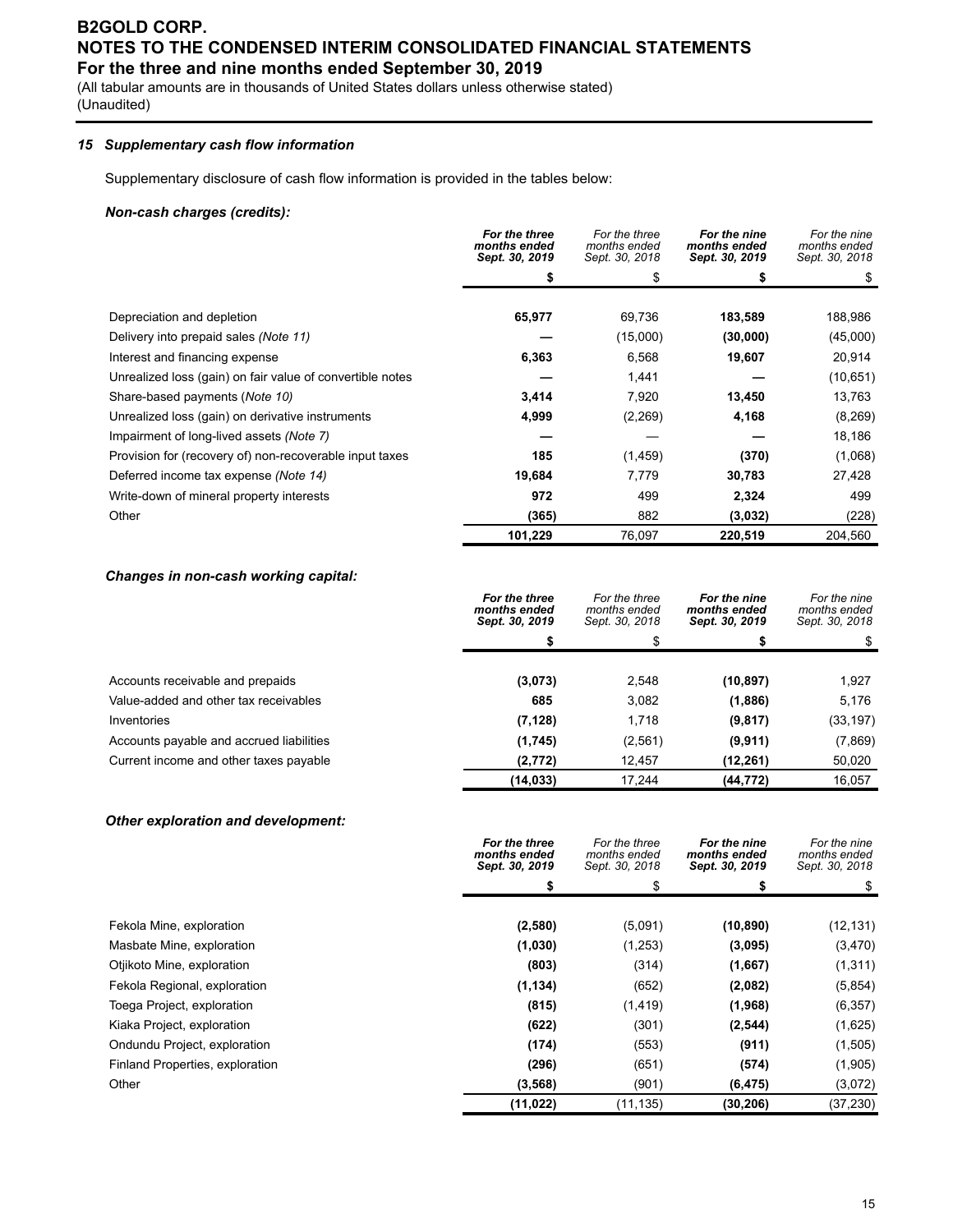# B2GOLD CORP.
## NOTES TO THE CONDENSED INTERIM CONSOLIDATED FINANCIAL STATEMENTS
### For the three and nine months ended September 30, 2019

(All tabular amounts are in thousands of United States dollars unless otherwise stated)
(Unaudited)

### *15 Supplementary cash flow information*

Supplementary disclosure of cash flow information is provided in the tables below:

***Non-cash charges (credits):***

| | ***For the three months ended Sept. 30, 2019*** | *For the three months ended Sept. 30, 2018* | ***For the nine months ended Sept. 30, 2019*** | *For the nine months ended Sept. 30, 2018* |
|---|---|---|---|---|
| | **$** | $ | **$** | $ |
| Depreciation and depletion | **65,977** | 69,736 | **183,589** | 188,986 |
| Delivery into prepaid sales *(Note 11)* | **—** | (15,000) | **(30,000)** | (45,000) |
| Interest and financing expense | **6,363** | 6,568 | **19,607** | 20,914 |
| Unrealized loss (gain) on fair value of convertible notes | **—** | 1,441 | **—** | (10,651) |
| Share-based payments (*Note 10*) | **3,414** | 7,920 | **13,450** | 13,763 |
| Unrealized loss (gain) on derivative instruments | **4,999** | (2,269) | **4,168** | (8,269) |
| Impairment of long-lived assets *(Note 7)* | **—** | — | **—** | 18,186 |
| Provision for (recovery of) non-recoverable input taxes | **185** | (1,459) | **(370)** | (1,068) |
| Deferred income tax expense *(Note 14)* | **19,684** | 7,779 | **30,783** | 27,428 |
| Write-down of mineral property interests | **972** | 499 | **2,324** | 499 |
| Other | **(365)** | 882 | **(3,032)** | (228) |
| | **101,229** | 76,097 | **220,519** | 204,560 |

***Changes in non-cash working capital:***

| | ***For the three months ended Sept. 30, 2019*** | *For the three months ended Sept. 30, 2018* | ***For the nine months ended Sept. 30, 2019*** | *For the nine months ended Sept. 30, 2018* |
|---|---|---|---|---|
| | **$** | $ | **$** | $ |
| Accounts receivable and prepaids | **(3,073)** | 2,548 | **(10,897)** | 1,927 |
| Value-added and other tax receivables | **685** | 3,082 | **(1,886)** | 5,176 |
| Inventories | **(7,128)** | 1,718 | **(9,817)** | (33,197) |
| Accounts payable and accrued liabilities | **(1,745)** | (2,561) | **(9,911)** | (7,869) |
| Current income and other taxes payable | **(2,772)** | 12,457 | **(12,261)** | 50,020 |
| | **(14,033)** | 17,244 | **(44,772)** | 16,057 |

***Other exploration and development:***

| | ***For the three months ended Sept. 30, 2019*** | *For the three months ended Sept. 30, 2018* | ***For the nine months ended Sept. 30, 2019*** | *For the nine months ended Sept. 30, 2018* |
|---|---|---|---|---|
| | **$** | $ | **$** | $ |
| Fekola Mine, exploration | **(2,580)** | (5,091) | **(10,890)** | (12,131) |
| Masbate Mine, exploration | **(1,030)** | (1,253) | **(3,095)** | (3,470) |
| Otjikoto Mine, exploration | **(803)** | (314) | **(1,667)** | (1,311) |
| Fekola Regional, exploration | **(1,134)** | (652) | **(2,082)** | (5,854) |
| Toega Project, exploration | **(815)** | (1,419) | **(1,968)** | (6,357) |
| Kiaka Project, exploration | **(622)** | (301) | **(2,544)** | (1,625) |
| Ondundu Project, exploration | **(174)** | (553) | **(911)** | (1,505) |
| Finland Properties, exploration | **(296)** | (651) | **(574)** | (1,905) |
| Other | **(3,568)** | (901) | **(6,475)** | (3,072) |
| | **(11,022)** | (11,135) | **(30,206)** | (37,230) |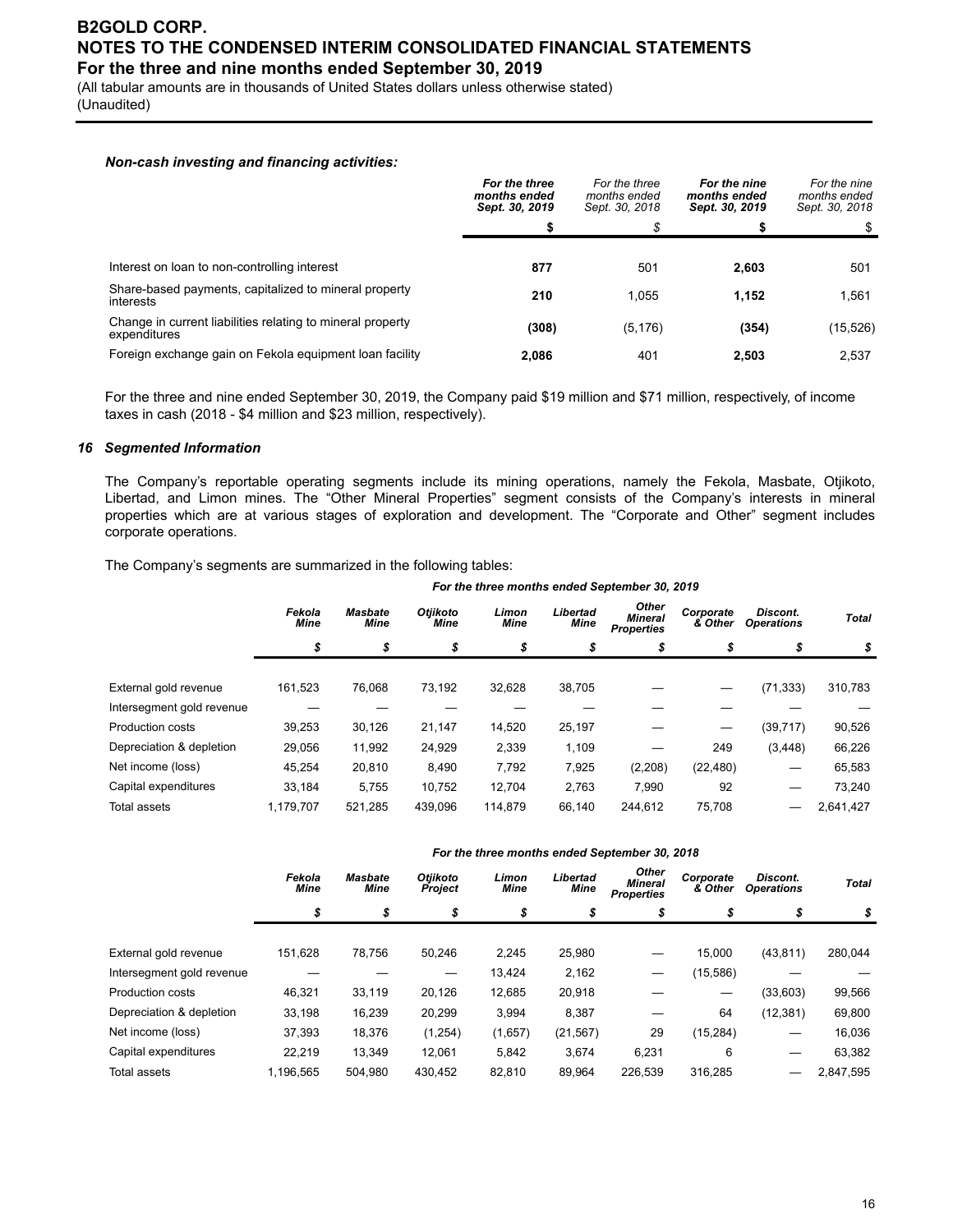***Non-cash investing and financing activities:***

| | For the three months ended Sept. 30, 2019 | For the three months ended Sept. 30, 2018 | For the nine months ended Sept. 30, 2019 | For the nine months ended Sept. 30, 2018 |
|---|---|---|---|---|
| | **$** | $ | **$** | $ |
| Interest on loan to non-controlling interest | **877** | 501 | **2,603** | 501 |
| Share-based payments, capitalized to mineral property interests | **210** | 1,055 | **1,152** | 1,561 |
| Change in current liabilities relating to mineral property expenditures | **(308)** | (5,176) | **(354)** | (15,526) |
| Foreign exchange gain on Fekola equipment loan facility | **2,086** | 401 | **2,503** | 2,537 |

For the three and nine ended September 30, 2019, the Company paid $19 million and $71 million, respectively, of income taxes in cash (2018 - $4 million and $23 million, respectively).

### *16 Segmented Information*

The Company's reportable operating segments include its mining operations, namely the Fekola, Masbate, Otjikoto, Libertad, and Limon mines. The "Other Mineral Properties" segment consists of the Company's interests in mineral properties which are at various stages of exploration and development. The "Corporate and Other" segment includes corporate operations.

The Company's segments are summarized in the following tables:

| | *For the three months ended September 30, 2019* | | | | | | | | |
|---|---|---|---|---|---|---|---|---|---|
| | *Fekola Mine* | *Masbate Mine* | *Otjikoto Mine* | *Limon Mine* | *Libertad Mine* | *Other Mineral Properties* | *Corporate & Other* | *Discont. Operations* | *Total* |
| | *$* | *$* | *$* | *$* | *$* | *$* | *$* | *$* | *$* |
| External gold revenue | 161,523 | 76,068 | 73,192 | 32,628 | 38,705 | — | — | (71,333) | 310,783 |
| Intersegment gold revenue | — | — | — | — | — | — | — | — | — |
| Production costs | 39,253 | 30,126 | 21,147 | 14,520 | 25,197 | — | — | (39,717) | 90,526 |
| Depreciation & depletion | 29,056 | 11,992 | 24,929 | 2,339 | 1,109 | — | 249 | (3,448) | 66,226 |
| Net income (loss) | 45,254 | 20,810 | 8,490 | 7,792 | 7,925 | (2,208) | (22,480) | — | 65,583 |
| Capital expenditures | 33,184 | 5,755 | 10,752 | 12,704 | 2,763 | 7,990 | 92 | — | 73,240 |
| Total assets | 1,179,707 | 521,285 | 439,096 | 114,879 | 66,140 | 244,612 | 75,708 | — | 2,641,427 |

| | *For the three months ended September 30, 2018* | | | | | | | | |
|---|---|---|---|---|---|---|---|---|---|
| | *Fekola Mine* | *Masbate Mine* | *Otjikoto Project* | *Limon Mine* | *Libertad Mine* | *Other Mineral Properties* | *Corporate & Other* | *Discont. Operations* | *Total* |
| | *$* | *$* | *$* | *$* | *$* | *$* | *$* | *$* | *$* |
| External gold revenue | 151,628 | 78,756 | 50,246 | 2,245 | 25,980 | — | 15,000 | (43,811) | 280,044 |
| Intersegment gold revenue | — | — | — | 13,424 | 2,162 | — | (15,586) | | — |
| Production costs | 46,321 | 33,119 | 20,126 | 12,685 | 20,918 | — | — | (33,603) | 99,566 |
| Depreciation & depletion | 33,198 | 16,239 | 20,299 | 3,994 | 8,387 | — | 64 | (12,381) | 69,800 |
| Net income (loss) | 37,393 | 18,376 | (1,254) | (1,657) | (21,567) | 29 | (15,284) | — | 16,036 |
| Capital expenditures | 22,219 | 13,349 | 12,061 | 5,842 | 3,674 | 6,231 | 6 | — | 63,382 |
| Total assets | 1,196,565 | 504,980 | 430,452 | 82,810 | 89,964 | 226,539 | 316,285 | — | 2,847,595 |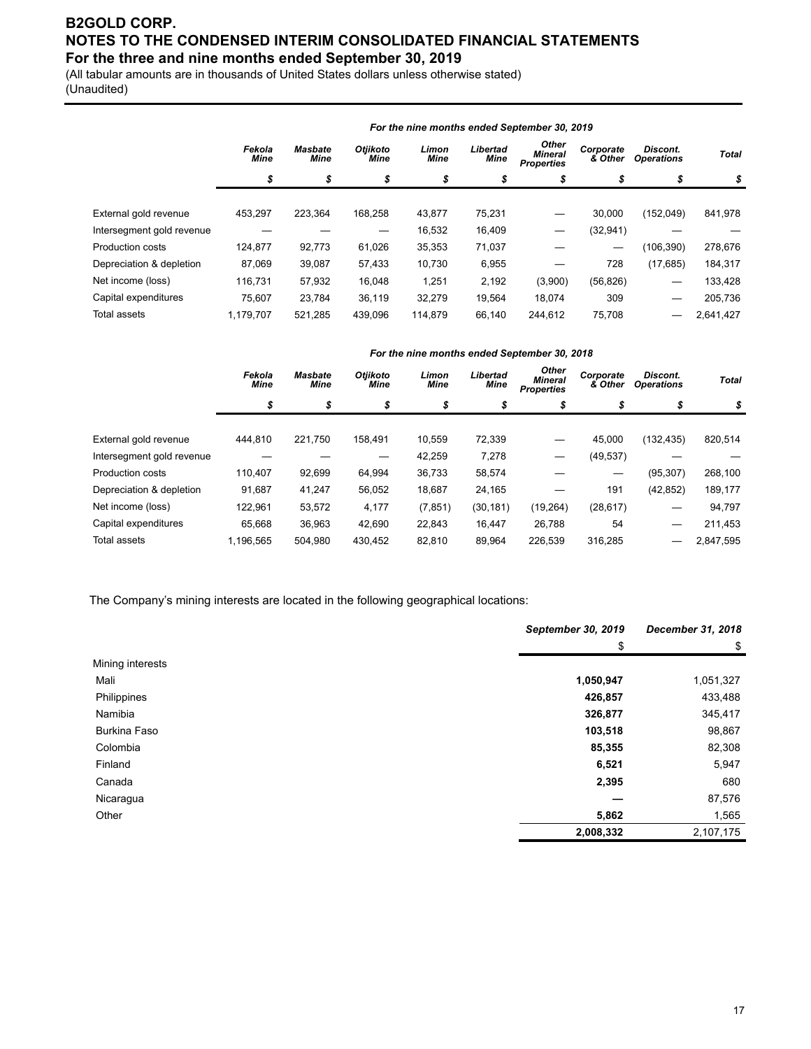# B2GOLD CORP.
# NOTES TO THE CONDENSED INTERIM CONSOLIDATED FINANCIAL STATEMENTS
## For the three and nine months ended September 30, 2019

(All tabular amounts are in thousands of United States dollars unless otherwise stated)
(Unaudited)

| | *For the nine months ended September 30, 2019* | | | | | | | | |
|---|---|---|---|---|---|---|---|---|---|
| | ***Fekola Mine*** | ***Masbate Mine*** | ***Otjikoto Mine*** | ***Limon Mine*** | ***Libertad Mine*** | ***Other Mineral Properties*** | ***Corporate & Other*** | ***Discont. Operations*** | ***Total*** |
| | ***$*** | ***$*** | ***$*** | ***$*** | ***$*** | ***$*** | ***$*** | ***$*** | ***$*** |
| External gold revenue | 453,297 | 223,364 | 168,258 | 43,877 | 75,231 | — | 30,000 | (152,049) | 841,978 |
| Intersegment gold revenue | — | — | — | 16,532 | 16,409 | — | (32,941) | — | — |
| Production costs | 124,877 | 92,773 | 61,026 | 35,353 | 71,037 | — | — | (106,390) | 278,676 |
| Depreciation & depletion | 87,069 | 39,087 | 57,433 | 10,730 | 6,955 | — | 728 | (17,685) | 184,317 |
| Net income (loss) | 116,731 | 57,932 | 16,048 | 1,251 | 2,192 | (3,900) | (56,826) | — | 133,428 |
| Capital expenditures | 75,607 | 23,784 | 36,119 | 32,279 | 19,564 | 18,074 | 309 | — | 205,736 |
| Total assets | 1,179,707 | 521,285 | 439,096 | 114,879 | 66,140 | 244,612 | 75,708 | — | 2,641,427 |

| | *For the nine months ended September 30, 2018* | | | | | | | | |
|---|---|---|---|---|---|---|---|---|---|
| | ***Fekola Mine*** | ***Masbate Mine*** | ***Otjikoto Mine*** | ***Limon Mine*** | ***Libertad Mine*** | ***Other Mineral Properties*** | ***Corporate & Other*** | ***Discont. Operations*** | ***Total*** |
| | ***$*** | ***$*** | ***$*** | ***$*** | ***$*** | ***$*** | ***$*** | ***$*** | ***$*** |
| External gold revenue | 444,810 | 221,750 | 158,491 | 10,559 | 72,339 | — | 45,000 | (132,435) | 820,514 |
| Intersegment gold revenue | — | — | — | 42,259 | 7,278 | — | (49,537) | — | — |
| Production costs | 110,407 | 92,699 | 64,994 | 36,733 | 58,574 | — | — | (95,307) | 268,100 |
| Depreciation & depletion | 91,687 | 41,247 | 56,052 | 18,687 | 24,165 | — | 191 | (42,852) | 189,177 |
| Net income (loss) | 122,961 | 53,572 | 4,177 | (7,851) | (30,181) | (19,264) | (28,617) | — | 94,797 |
| Capital expenditures | 65,668 | 36,963 | 42,690 | 22,843 | 16,447 | 26,788 | 54 | — | 211,453 |
| Total assets | 1,196,565 | 504,980 | 430,452 | 82,810 | 89,964 | 226,539 | 316,285 | — | 2,847,595 |

The Company's mining interests are located in the following geographical locations:

| | ***September 30, 2019*** | ***December 31, 2018*** |
|---|---|---|
| | $ | $ |
| Mining interests | | |
| Mali | **1,050,947** | 1,051,327 |
| Philippines | **426,857** | 433,488 |
| Namibia | **326,877** | 345,417 |
| Burkina Faso | **103,518** | 98,867 |
| Colombia | **85,355** | 82,308 |
| Finland | **6,521** | 5,947 |
| Canada | **2,395** | 680 |
| Nicaragua | **—** | 87,576 |
| Other | **5,862** | 1,565 |
| | **2,008,332** | 2,107,175 |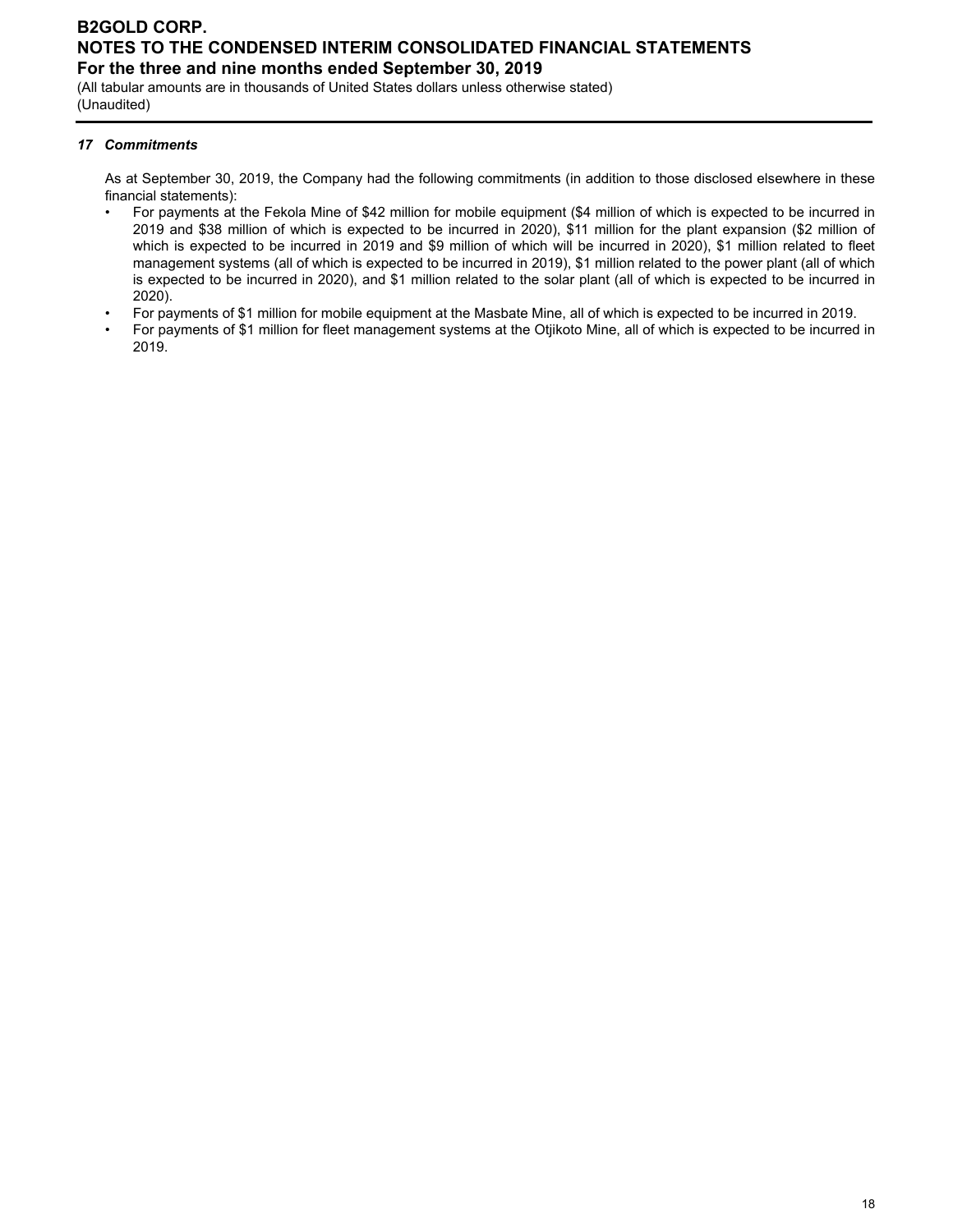### *17 Commitments*

As at September 30, 2019, the Company had the following commitments (in addition to those disclosed elsewhere in these financial statements):

- For payments at the Fekola Mine of $42 million for mobile equipment ($4 million of which is expected to be incurred in 2019 and $38 million of which is expected to be incurred in 2020), $11 million for the plant expansion ($2 million of which is expected to be incurred in 2019 and $9 million of which will be incurred in 2020), $1 million related to fleet management systems (all of which is expected to be incurred in 2019), $1 million related to the power plant (all of which is expected to be incurred in 2020), and $1 million related to the solar plant (all of which is expected to be incurred in 2020).
- For payments of $1 million for mobile equipment at the Masbate Mine, all of which is expected to be incurred in 2019.
- For payments of $1 million for fleet management systems at the Otjikoto Mine, all of which is expected to be incurred in 2019.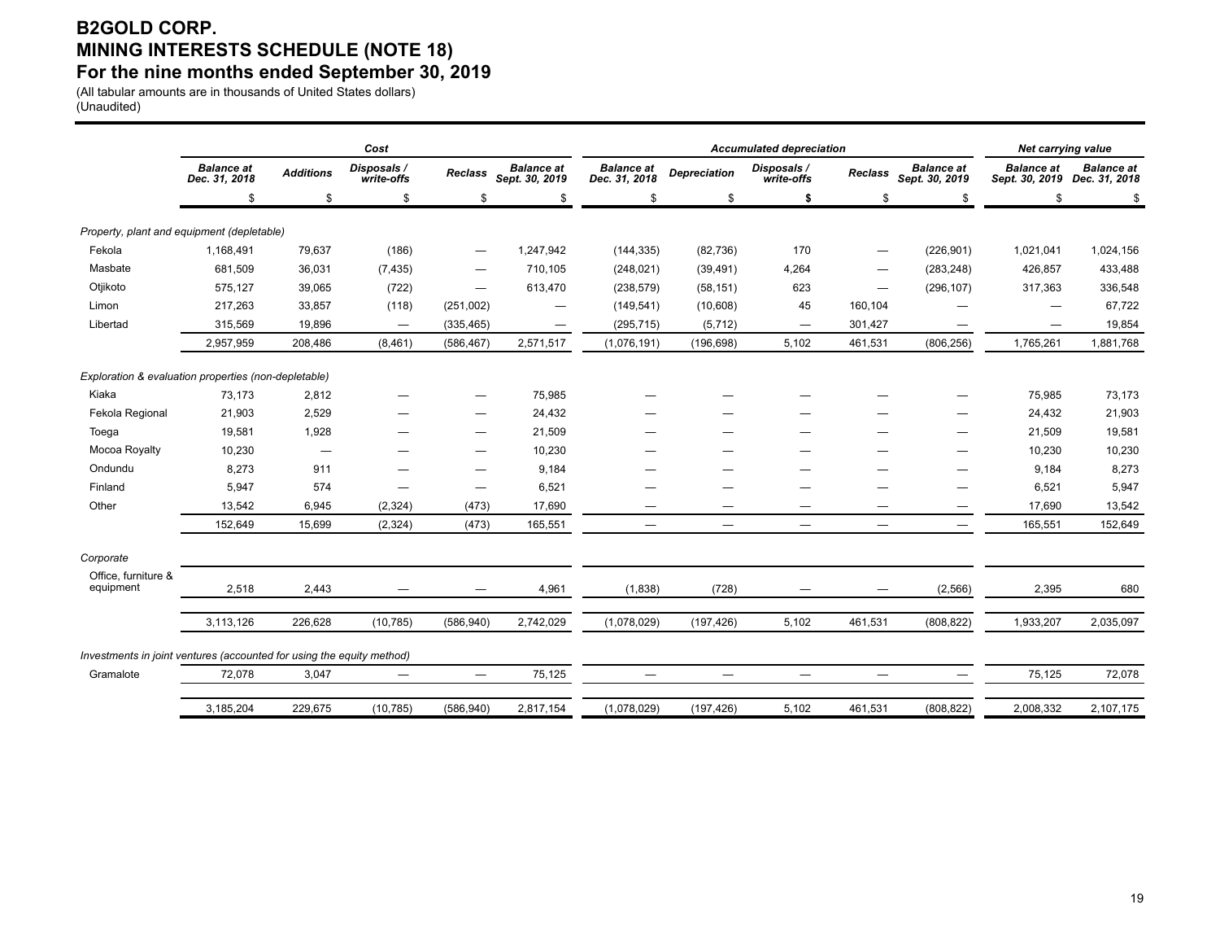# B2GOLD CORP.
# MINING INTERESTS SCHEDULE (NOTE 18)
# For the nine months ended September 30, 2019

(All tabular amounts are in thousands of United States dollars)
(Unaudited)

| | Cost | | | | | Accumulated depreciation | | | | | Net carrying value | |
|---|---|---|---|---|---|---|---|---|---|---|---|---|
| | *Balance at Dec. 31, 2018* | *Additions* | *Disposals / write-offs* | *Reclass* | *Balance at Sept. 30, 2019* | *Balance at Dec. 31, 2018* | *Depreciation* | *Disposals / write-offs* | *Reclass* | *Balance at Sept. 30, 2019* | *Balance at Sept. 30, 2019* | *Balance at Dec. 31, 2018* |
| | $ | $ | $ | $ | $ | $ | $ | **$** | $ | $ | $ | $ |
| *Property, plant and equipment (depletable)* | | | | | | | | | | | | |
| Fekola | 1,168,491 | 79,637 | (186) | — | 1,247,942 | (144,335) | (82,736) | 170 | — | (226,901) | 1,021,041 | 1,024,156 |
| Masbate | 681,509 | 36,031 | (7,435) | — | 710,105 | (248,021) | (39,491) | 4,264 | — | (283,248) | 426,857 | 433,488 |
| Otjikoto | 575,127 | 39,065 | (722) | — | 613,470 | (238,579) | (58,151) | 623 | — | (296,107) | 317,363 | 336,548 |
| Limon | 217,263 | 33,857 | (118) | (251,002) | — | (149,541) | (10,608) | 45 | 160,104 | — | — | 67,722 |
| Libertad | 315,569 | 19,896 | — | (335,465) | — | (295,715) | (5,712) | — | 301,427 | — | — | 19,854 |
| | 2,957,959 | 208,486 | (8,461) | (586,467) | 2,571,517 | (1,076,191) | (196,698) | 5,102 | 461,531 | (806,256) | 1,765,261 | 1,881,768 |
| *Exploration & evaluation properties (non-depletable)* | | | | | | | | | | | | |
| Kiaka | 73,173 | 2,812 | — | — | 75,985 | — | — | — | — | — | 75,985 | 73,173 |
| Fekola Regional | 21,903 | 2,529 | — | — | 24,432 | — | — | — | — | — | 24,432 | 21,903 |
| Toega | 19,581 | 1,928 | — | — | 21,509 | — | — | — | — | — | 21,509 | 19,581 |
| Mocoa Royalty | 10,230 | — | — | — | 10,230 | — | — | — | — | — | 10,230 | 10,230 |
| Ondundu | 8,273 | 911 | — | — | 9,184 | — | — | — | — | — | 9,184 | 8,273 |
| Finland | 5,947 | 574 | — | — | 6,521 | — | — | — | — | — | 6,521 | 5,947 |
| Other | 13,542 | 6,945 | (2,324) | (473) | 17,690 | — | — | — | — | — | 17,690 | 13,542 |
| | 152,649 | 15,699 | (2,324) | (473) | 165,551 | — | — | — | — | — | 165,551 | 152,649 |
| *Corporate* | | | | | | | | | | | | |
| Office, furniture & equipment | 2,518 | 2,443 | — | — | 4,961 | (1,838) | (728) | — | — | (2,566) | 2,395 | 680 |
| | 3,113,126 | 226,628 | (10,785) | (586,940) | 2,742,029 | (1,078,029) | (197,426) | 5,102 | 461,531 | (808,822) | 1,933,207 | 2,035,097 |
| *Investments in joint ventures (accounted for using the equity method)* | | | | | | | | | | | | |
| Gramalote | 72,078 | 3,047 | — | — | 75,125 | — | — | — | — | — | 75,125 | 72,078 |
| | 3,185,204 | 229,675 | (10,785) | (586,940) | 2,817,154 | (1,078,029) | (197,426) | 5,102 | 461,531 | (808,822) | 2,008,332 | 2,107,175 |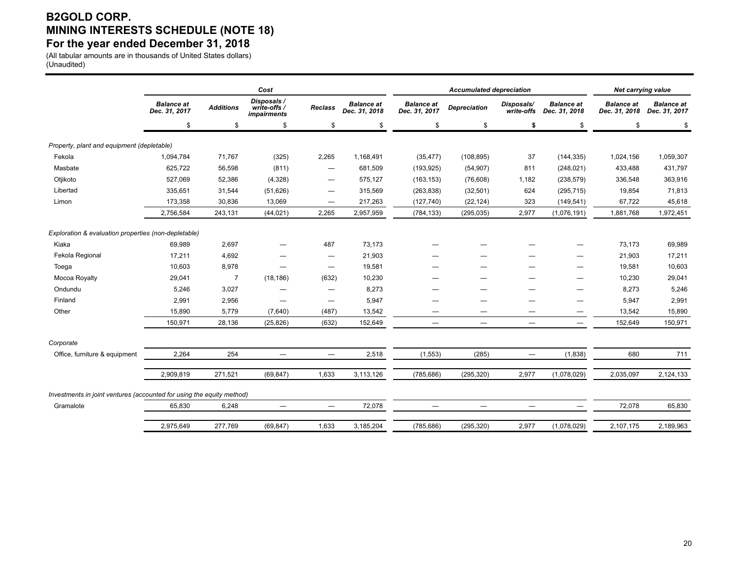# B2GOLD CORP.
# MINING INTERESTS SCHEDULE (NOTE 18)
# For the year ended December 31, 2018

(All tabular amounts are in thousands of United States dollars)
(Unaudited)

| | *Cost* | | | | | *Accumulated depreciation* | | | | *Net carrying value* | |
|---|---|---|---|---|---|---|---|---|---|---|---|
| | ***Balance at Dec. 31, 2017*** | ***Additions*** | ***Disposals / write-offs / impairments*** | ***Reclass*** | ***Balance at Dec. 31, 2018*** | ***Balance at Dec. 31, 2017*** | ***Depreciation*** | ***Disposals/ write-offs*** | ***Balance at Dec. 31, 2018*** | ***Balance at Dec. 31, 2018*** | ***Balance at Dec. 31, 2017*** |
| | $ | $ | $ | $ | $ | $ | $ | **$** | $ | $ | $ |
| *Property, plant and equipment (depletable)* | | | | | | | | | | | |
| Fekola | 1,094,784 | 71,767 | (325) | 2,265 | 1,168,491 | (35,477) | (108,895) | 37 | (144,335) | 1,024,156 | 1,059,307 |
| Masbate | 625,722 | 56,598 | (811) | — | 681,509 | (193,925) | (54,907) | 811 | (248,021) | 433,488 | 431,797 |
| Otjikoto | 527,069 | 52,386 | (4,328) | — | 575,127 | (163,153) | (76,608) | 1,182 | (238,579) | 336,548 | 363,916 |
| Libertad | 335,651 | 31,544 | (51,626) | — | 315,569 | (263,838) | (32,501) | 624 | (295,715) | 19,854 | 71,813 |
| Limon | 173,358 | 30,836 | 13,069 | — | 217,263 | (127,740) | (22,124) | 323 | (149,541) | 67,722 | 45,618 |
| | 2,756,584 | 243,131 | (44,021) | 2,265 | 2,957,959 | (784,133) | (295,035) | 2,977 | (1,076,191) | 1,881,768 | 1,972,451 |
| *Exploration & evaluation properties (non-depletable)* | | | | | | | | | | | |
| Kiaka | 69,989 | 2,697 | — | 487 | 73,173 | — | — | — | — | 73,173 | 69,989 |
| Fekola Regional | 17,211 | 4,692 | — | — | 21,903 | — | — | — | — | 21,903 | 17,211 |
| Toega | 10,603 | 8,978 | — | — | 19,581 | — | — | — | — | 19,581 | 10,603 |
| Mocoa Royalty | 29,041 | 7 | (18,186) | (632) | 10,230 | — | — | — | — | 10,230 | 29,041 |
| Ondundu | 5,246 | 3,027 | — | — | 8,273 | — | — | — | — | 8,273 | 5,246 |
| Finland | 2,991 | 2,956 | — | — | 5,947 | — | — | — | — | 5,947 | 2,991 |
| Other | 15,890 | 5,779 | (7,640) | (487) | 13,542 | — | — | — | — | 13,542 | 15,890 |
| | 150,971 | 28,136 | (25,826) | (632) | 152,649 | — | — | — | — | 152,649 | 150,971 |
| *Corporate* | | | | | | | | | | | |
| Office, furniture & equipment | 2,264 | 254 | — | — | 2,518 | (1,553) | (285) | — | (1,838) | 680 | 711 |
| | 2,909,819 | 271,521 | (69,847) | 1,633 | 3,113,126 | (785,686) | (295,320) | 2,977 | (1,078,029) | 2,035,097 | 2,124,133 |
| *Investments in joint ventures (accounted for using the equity method)* | | | | | | | | | | | |
| Gramalote | 65,830 | 6,248 | — | — | 72,078 | — | — | — | — | 72,078 | 65,830 |
| | 2,975,649 | 277,769 | (69,847) | 1,633 | 3,185,204 | (785,686) | (295,320) | 2,977 | (1,078,029) | 2,107,175 | 2,189,963 |